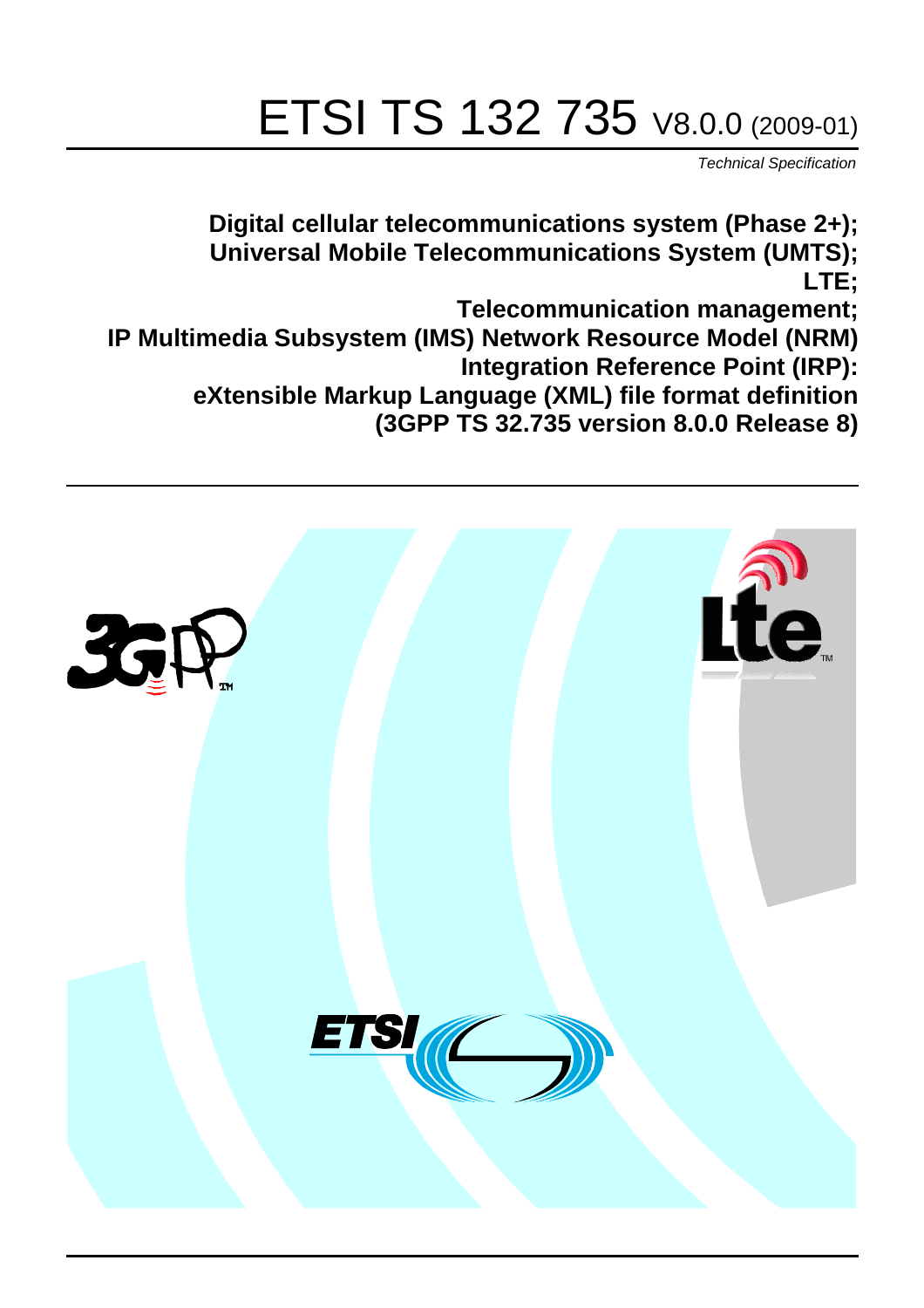# ETSI TS 132 735 V8.0.0 (2009-01)

*Technical Specification*

**Digital cellular telecommunications system (Phase 2+);
Universal Mobile Telecommunications System (UMTS);
LTE;
Telecommunication management;
IP Multimedia Subsystem (IMS) Network Resource Model (NRM)
Integration Reference Point (IRP):
eXtensible Markup Language (XML) file format definition
(3GPP TS 32.735 version 8.0.0 Release 8)**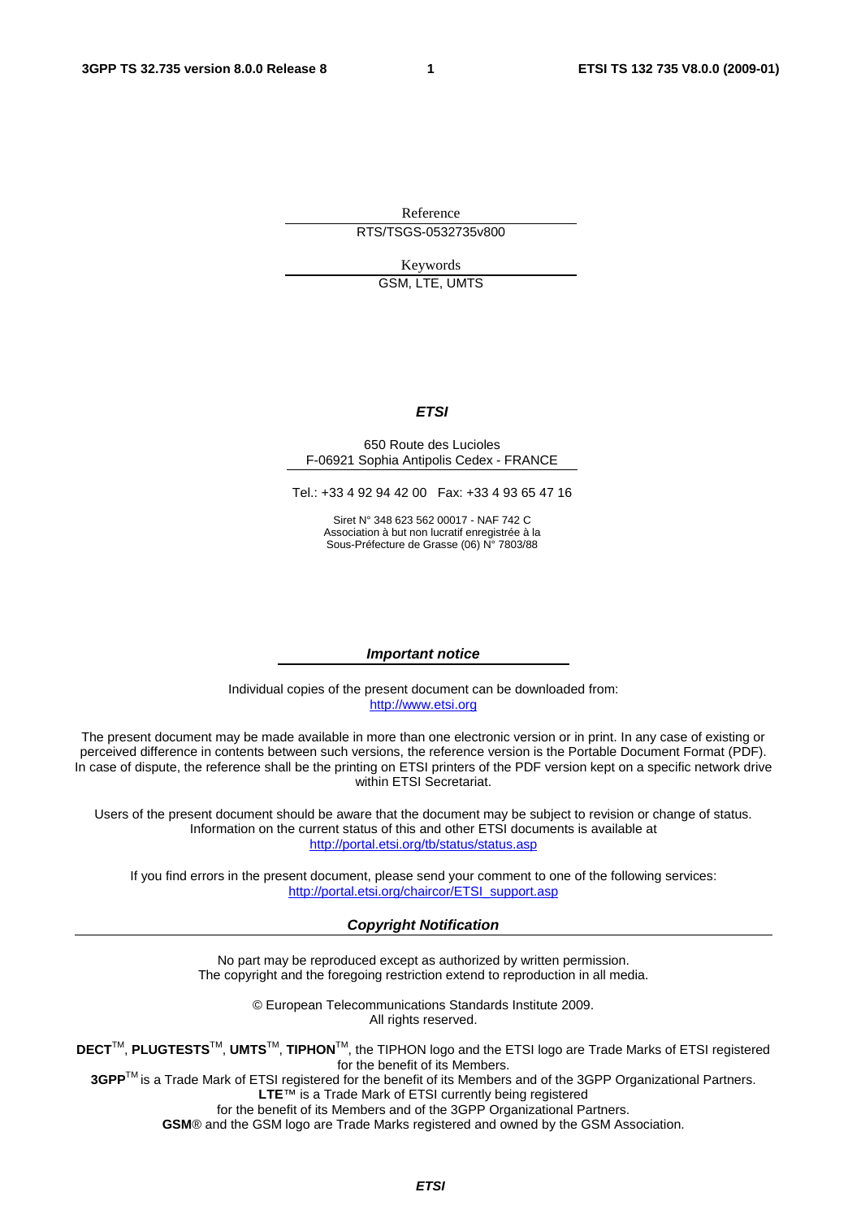Reference

RTS/TSGS-0532735v800

Keywords

GSM, LTE, UMTS

***ETSI***

650 Route des Lucioles
F-06921 Sophia Antipolis Cedex - FRANCE

Tel.: +33 4 92 94 42 00 Fax: +33 4 93 65 47 16

Siret N° 348 623 562 00017 - NAF 742 C
Association à but non lucratif enregistrée à la
Sous-Préfecture de Grasse (06) N° 7803/88

***Important notice***

Individual copies of the present document can be downloaded from:
http://www.etsi.org

The present document may be made available in more than one electronic version or in print. In any case of existing or perceived difference in contents between such versions, the reference version is the Portable Document Format (PDF). In case of dispute, the reference shall be the printing on ETSI printers of the PDF version kept on a specific network drive within ETSI Secretariat.

Users of the present document should be aware that the document may be subject to revision or change of status. Information on the current status of this and other ETSI documents is available at
http://portal.etsi.org/tb/status/status.asp

If you find errors in the present document, please send your comment to one of the following services:
http://portal.etsi.org/chaircor/ETSI_support.asp

***Copyright Notification***

No part may be reproduced except as authorized by written permission.
The copyright and the foregoing restriction extend to reproduction in all media.

© European Telecommunications Standards Institute 2009.
All rights reserved.

**DECT**™, **PLUGTESTS**™, **UMTS**™, **TIPHON**™, the TIPHON logo and the ETSI logo are Trade Marks of ETSI registered for the benefit of its Members.
**3GPP**™ is a Trade Mark of ETSI registered for the benefit of its Members and of the 3GPP Organizational Partners.
**LTE**™ is a Trade Mark of ETSI currently being registered
for the benefit of its Members and of the 3GPP Organizational Partners.
**GSM**® and the GSM logo are Trade Marks registered and owned by the GSM Association.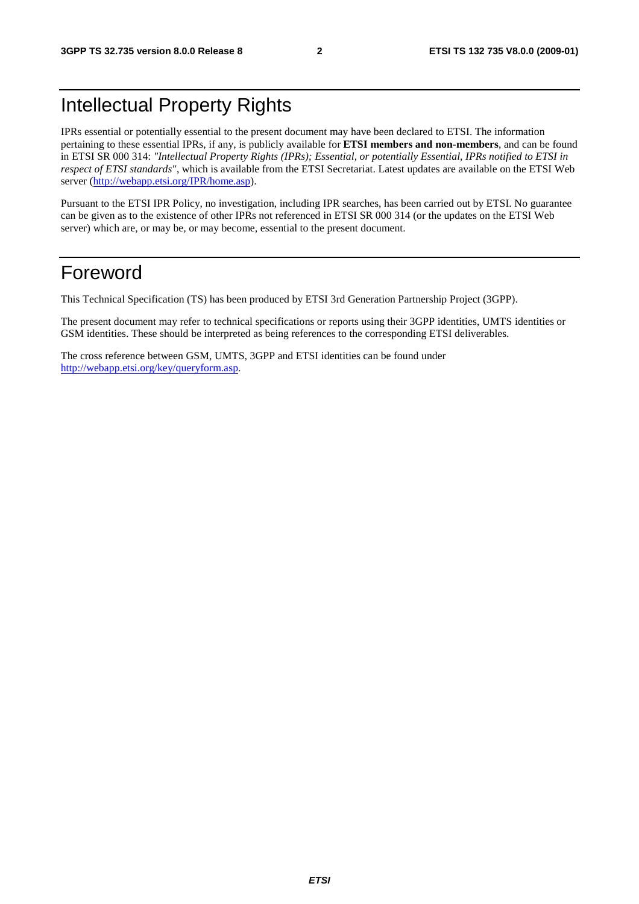# Intellectual Property Rights

IPRs essential or potentially essential to the present document may have been declared to ETSI. The information pertaining to these essential IPRs, if any, is publicly available for **ETSI members and non-members**, and can be found in ETSI SR 000 314: *"Intellectual Property Rights (IPRs); Essential, or potentially Essential, IPRs notified to ETSI in respect of ETSI standards"*, which is available from the ETSI Secretariat. Latest updates are available on the ETSI Web server (http://webapp.etsi.org/IPR/home.asp).

Pursuant to the ETSI IPR Policy, no investigation, including IPR searches, has been carried out by ETSI. No guarantee can be given as to the existence of other IPRs not referenced in ETSI SR 000 314 (or the updates on the ETSI Web server) which are, or may be, or may become, essential to the present document.

# Foreword

This Technical Specification (TS) has been produced by ETSI 3rd Generation Partnership Project (3GPP).

The present document may refer to technical specifications or reports using their 3GPP identities, UMTS identities or GSM identities. These should be interpreted as being references to the corresponding ETSI deliverables.

The cross reference between GSM, UMTS, 3GPP and ETSI identities can be found under http://webapp.etsi.org/key/queryform.asp.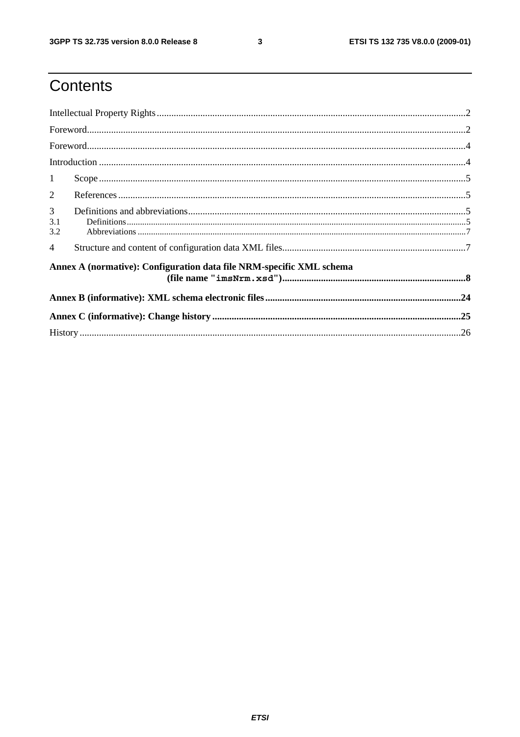# Contents

Intellectual Property Rights ..............................................................................................................................2

Foreword...........................................................................................................................................................2

Foreword...........................................................................................................................................................4

Introduction ......................................................................................................................................................4

1 Scope ......................................................................................................................................................5

2 References ...............................................................................................................................................5

3 Definitions and abbreviations..................................................................................................................5

3.1 Definitions .........................................................................................................................................................5

3.2 Abbreviations ....................................................................................................................................................7

4 Structure and content of configuration data XML files............................................................................7

**Annex A (normative): Configuration data file NRM-specific XML schema (file name "imsNrm.xsd")............................................................................8**

**Annex B (informative): XML schema electronic files.................................................................................24**

**Annex C (informative): Change history......................................................................................................25**

History .............................................................................................................................................................26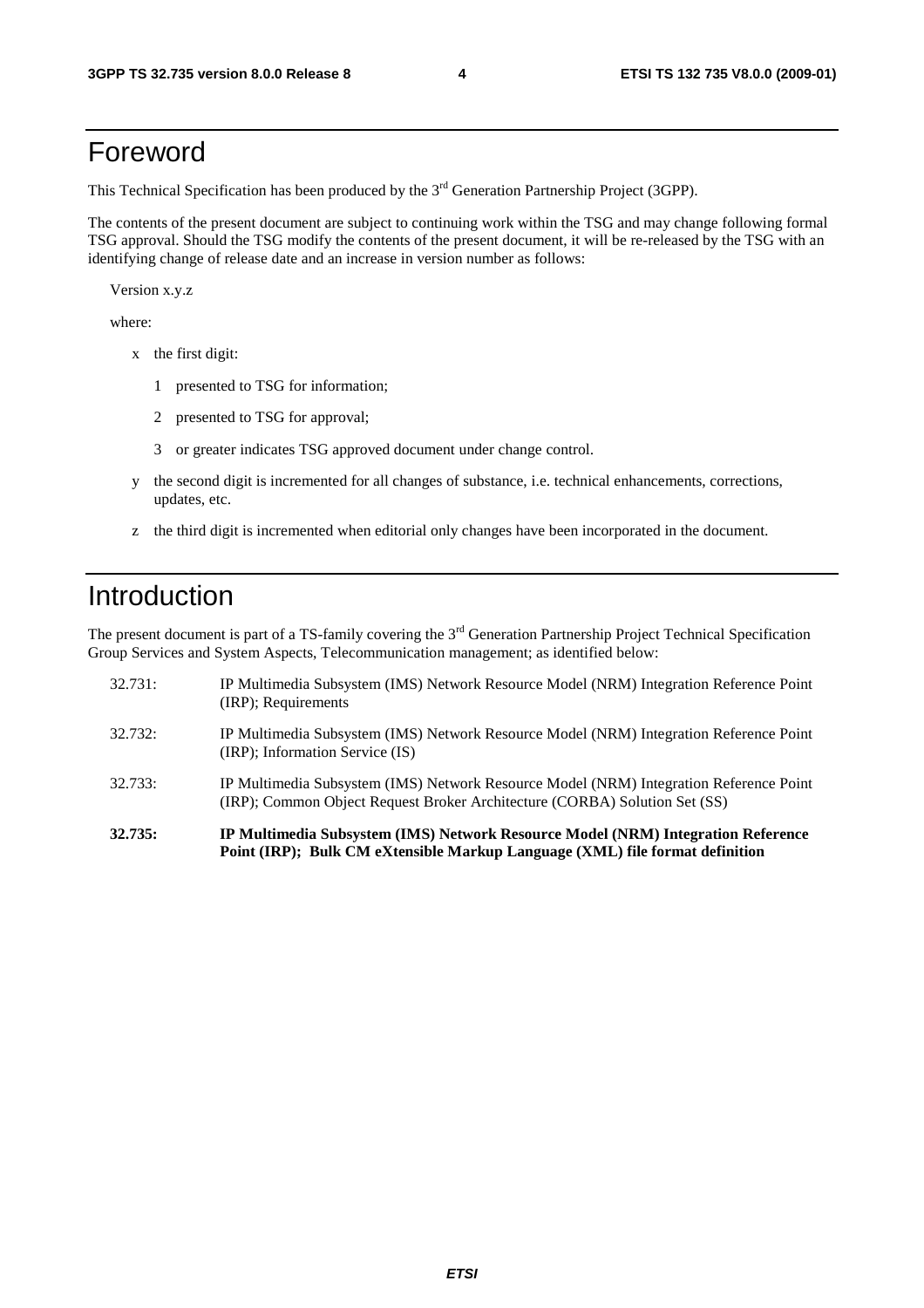# Foreword

This Technical Specification has been produced by the 3rd Generation Partnership Project (3GPP).

The contents of the present document are subject to continuing work within the TSG and may change following formal TSG approval. Should the TSG modify the contents of the present document, it will be re-released by the TSG with an identifying change of release date and an increase in version number as follows:

Version x.y.z

where:

- x the first digit:
  - 1 presented to TSG for information;
  - 2 presented to TSG for approval;
  - 3 or greater indicates TSG approved document under change control.
- y the second digit is incremented for all changes of substance, i.e. technical enhancements, corrections, updates, etc.
- z the third digit is incremented when editorial only changes have been incorporated in the document.

# Introduction

The present document is part of a TS-family covering the 3rd Generation Partnership Project Technical Specification Group Services and System Aspects, Telecommunication management; as identified below:

32.731: IP Multimedia Subsystem (IMS) Network Resource Model (NRM) Integration Reference Point (IRP); Requirements

32.732: IP Multimedia Subsystem (IMS) Network Resource Model (NRM) Integration Reference Point (IRP); Information Service (IS)

32.733: IP Multimedia Subsystem (IMS) Network Resource Model (NRM) Integration Reference Point (IRP); Common Object Request Broker Architecture (CORBA) Solution Set (SS)

**32.735: IP Multimedia Subsystem (IMS) Network Resource Model (NRM) Integration Reference Point (IRP); Bulk CM eXtensible Markup Language (XML) file format definition**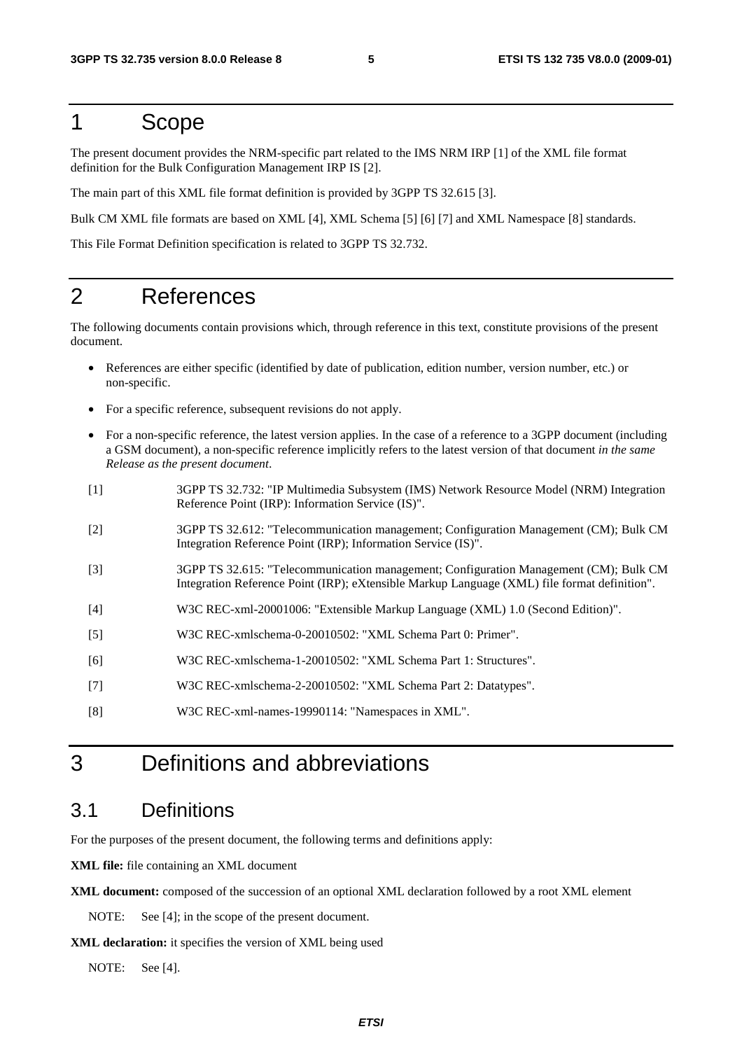# 1 Scope

The present document provides the NRM-specific part related to the IMS NRM IRP [1] of the XML file format definition for the Bulk Configuration Management IRP IS [2].

The main part of this XML file format definition is provided by 3GPP TS 32.615 [3].

Bulk CM XML file formats are based on XML [4], XML Schema [5] [6] [7] and XML Namespace [8] standards.

This File Format Definition specification is related to 3GPP TS 32.732.

# 2 References

The following documents contain provisions which, through reference in this text, constitute provisions of the present document.

- References are either specific (identified by date of publication, edition number, version number, etc.) or non-specific.
- For a specific reference, subsequent revisions do not apply.
- For a non-specific reference, the latest version applies. In the case of a reference to a 3GPP document (including a GSM document), a non-specific reference implicitly refers to the latest version of that document *in the same Release as the present document*.

[1] 3GPP TS 32.732: "IP Multimedia Subsystem (IMS) Network Resource Model (NRM) Integration Reference Point (IRP): Information Service (IS)".

[2] 3GPP TS 32.612: "Telecommunication management; Configuration Management (CM); Bulk CM Integration Reference Point (IRP); Information Service (IS)".

[3] 3GPP TS 32.615: "Telecommunication management; Configuration Management (CM); Bulk CM Integration Reference Point (IRP); eXtensible Markup Language (XML) file format definition".

[4] W3C REC-xml-20001006: "Extensible Markup Language (XML) 1.0 (Second Edition)".

[5] W3C REC-xmlschema-0-20010502: "XML Schema Part 0: Primer".

[6] W3C REC-xmlschema-1-20010502: "XML Schema Part 1: Structures".

[7] W3C REC-xmlschema-2-20010502: "XML Schema Part 2: Datatypes".

[8] W3C REC-xml-names-19990114: "Namespaces in XML".

# 3 Definitions and abbreviations

## 3.1 Definitions

For the purposes of the present document, the following terms and definitions apply:

**XML file:** file containing an XML document

**XML document:** composed of the succession of an optional XML declaration followed by a root XML element

NOTE: See [4]; in the scope of the present document.

**XML declaration:** it specifies the version of XML being used

NOTE: See [4].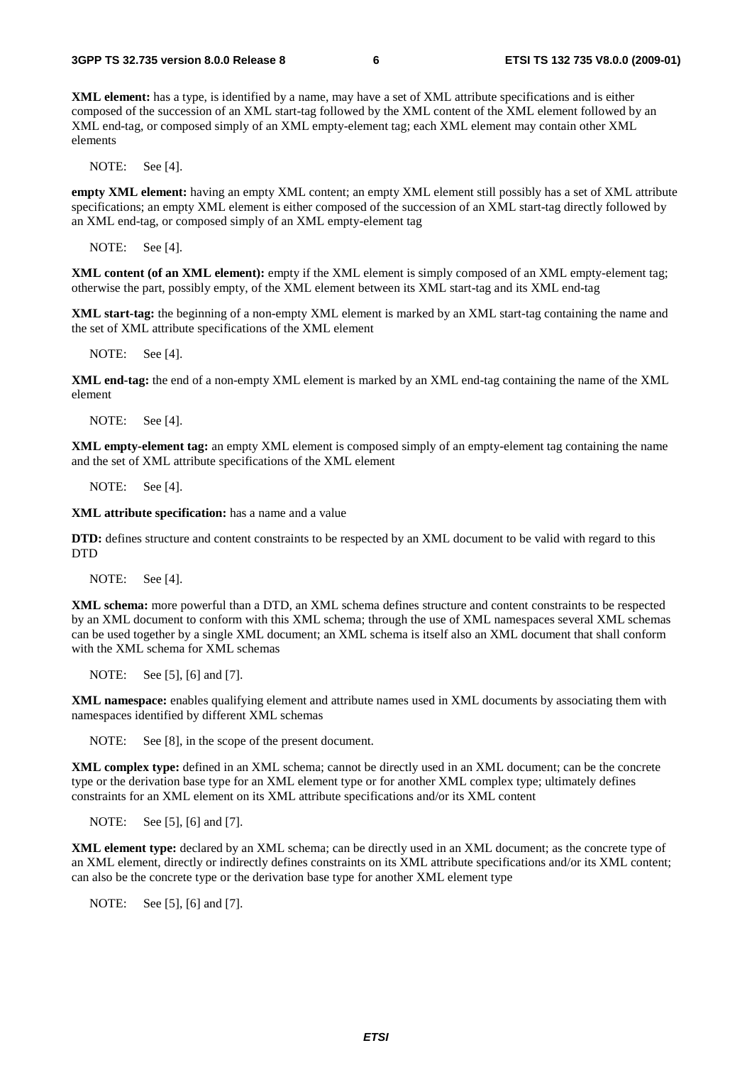**XML element:** has a type, is identified by a name, may have a set of XML attribute specifications and is either composed of the succession of an XML start-tag followed by the XML content of the XML element followed by an XML end-tag, or composed simply of an XML empty-element tag; each XML element may contain other XML elements

NOTE: See [4].

**empty XML element:** having an empty XML content; an empty XML element still possibly has a set of XML attribute specifications; an empty XML element is either composed of the succession of an XML start-tag directly followed by an XML end-tag, or composed simply of an XML empty-element tag

NOTE: See [4].

**XML content (of an XML element):** empty if the XML element is simply composed of an XML empty-element tag; otherwise the part, possibly empty, of the XML element between its XML start-tag and its XML end-tag

**XML start-tag:** the beginning of a non-empty XML element is marked by an XML start-tag containing the name and the set of XML attribute specifications of the XML element

NOTE: See [4].

**XML end-tag:** the end of a non-empty XML element is marked by an XML end-tag containing the name of the XML element

NOTE: See [4].

**XML empty-element tag:** an empty XML element is composed simply of an empty-element tag containing the name and the set of XML attribute specifications of the XML element

NOTE: See [4].

**XML attribute specification:** has a name and a value

**DTD:** defines structure and content constraints to be respected by an XML document to be valid with regard to this DTD

NOTE: See [4].

**XML schema:** more powerful than a DTD, an XML schema defines structure and content constraints to be respected by an XML document to conform with this XML schema; through the use of XML namespaces several XML schemas can be used together by a single XML document; an XML schema is itself also an XML document that shall conform with the XML schema for XML schemas

NOTE: See [5], [6] and [7].

**XML namespace:** enables qualifying element and attribute names used in XML documents by associating them with namespaces identified by different XML schemas

NOTE: See [8], in the scope of the present document.

**XML complex type:** defined in an XML schema; cannot be directly used in an XML document; can be the concrete type or the derivation base type for an XML element type or for another XML complex type; ultimately defines constraints for an XML element on its XML attribute specifications and/or its XML content

NOTE: See [5], [6] and [7].

**XML element type:** declared by an XML schema; can be directly used in an XML document; as the concrete type of an XML element, directly or indirectly defines constraints on its XML attribute specifications and/or its XML content; can also be the concrete type or the derivation base type for another XML element type

NOTE: See [5], [6] and [7].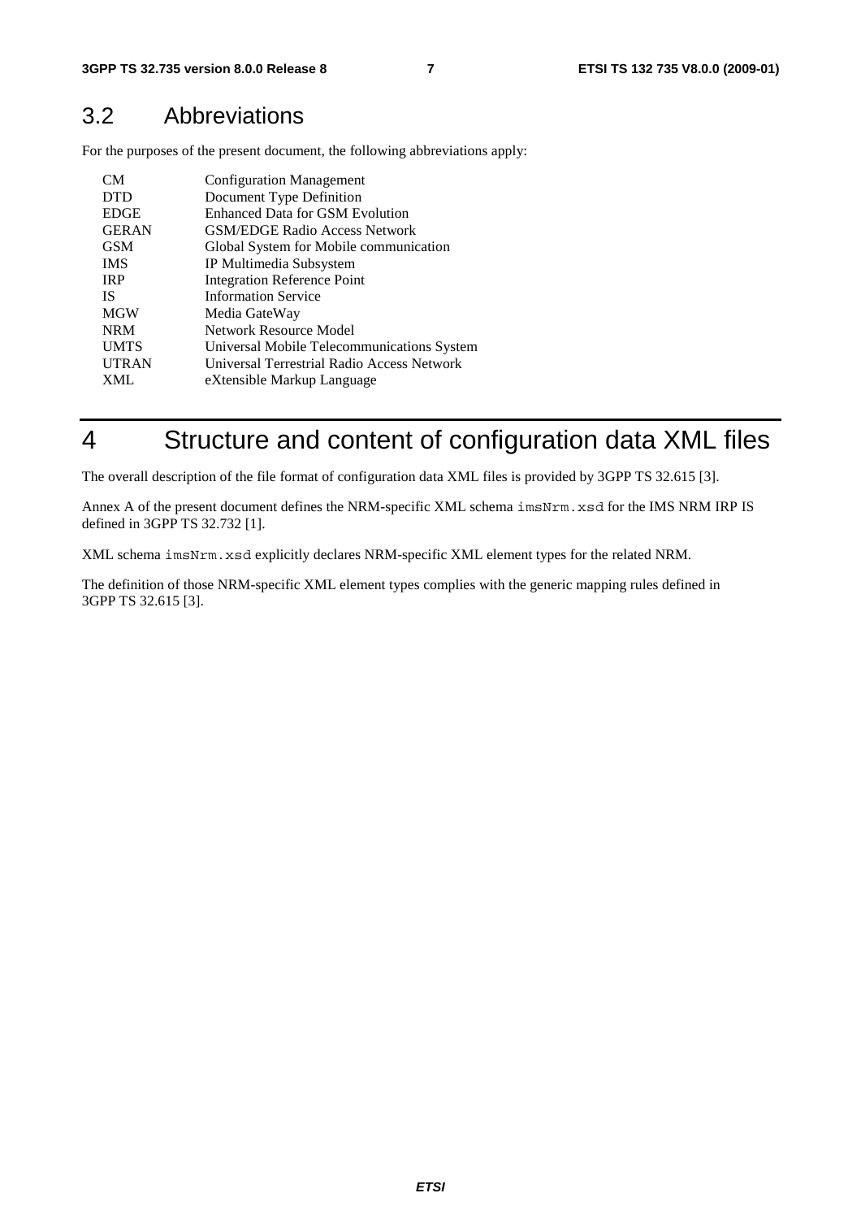## 3.2 Abbreviations

For the purposes of the present document, the following abbreviations apply:

| | |
|---|---|
| CM | Configuration Management |
| DTD | Document Type Definition |
| EDGE | Enhanced Data for GSM Evolution |
| GERAN | GSM/EDGE Radio Access Network |
| GSM | Global System for Mobile communication |
| IMS | IP Multimedia Subsystem |
| IRP | Integration Reference Point |
| IS | Information Service |
| MGW | Media GateWay |
| NRM | Network Resource Model |
| UMTS | Universal Mobile Telecommunications System |
| UTRAN | Universal Terrestrial Radio Access Network |
| XML | eXtensible Markup Language |

# 4 Structure and content of configuration data XML files

The overall description of the file format of configuration data XML files is provided by 3GPP TS 32.615 [3].

Annex A of the present document defines the NRM-specific XML schema `imsNrm.xsd` for the IMS NRM IRP IS defined in 3GPP TS 32.732 [1].

XML schema `imsNrm.xsd` explicitly declares NRM-specific XML element types for the related NRM.

The definition of those NRM-specific XML element types complies with the generic mapping rules defined in 3GPP TS 32.615 [3].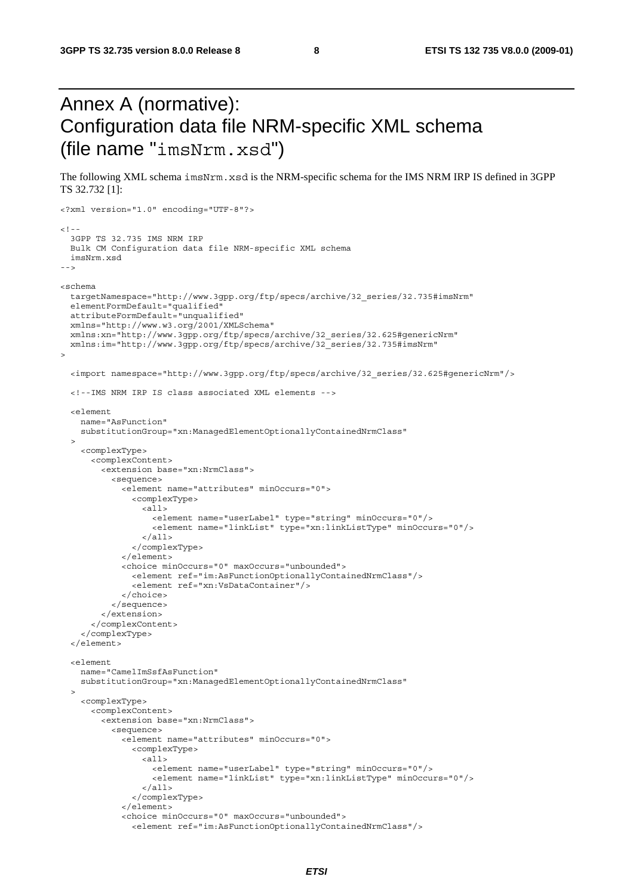# Annex A (normative): Configuration data file NRM-specific XML schema (file name "imsNrm.xsd")

The following XML schema imsNrm.xsd is the NRM-specific schema for the IMS NRM IRP IS defined in 3GPP TS 32.732 [1]:

```
<?xml version="1.0" encoding="UTF-8"?>

<!--
  3GPP TS 32.735 IMS NRM IRP
  Bulk CM Configuration data file NRM-specific XML schema
  imsNrm.xsd
-->

<schema
  targetNamespace="http://www.3gpp.org/ftp/specs/archive/32_series/32.735#imsNrm"
  elementFormDefault="qualified"
  attributeFormDefault="unqualified"
  xmlns="http://www.w3.org/2001/XMLSchema"
  xmlns:xn="http://www.3gpp.org/ftp/specs/archive/32_series/32.625#genericNrm"
  xmlns:im="http://www.3gpp.org/ftp/specs/archive/32_series/32.735#imsNrm"
>

  <import namespace="http://www.3gpp.org/ftp/specs/archive/32_series/32.625#genericNrm"/>

  <!--IMS NRM IRP IS class associated XML elements -->

  <element
    name="AsFunction"
    substitutionGroup="xn:ManagedElementOptionallyContainedNrmClass"
  >
    <complexType>
      <complexContent>
        <extension base="xn:NrmClass">
          <sequence>
            <element name="attributes" minOccurs="0">
              <complexType>
                <all>
                  <element name="userLabel" type="string" minOccurs="0"/>
                  <element name="linkList" type="xn:linkListType" minOccurs="0"/>
                </all>
              </complexType>
            </element>
            <choice minOccurs="0" maxOccurs="unbounded">
              <element ref="im:AsFunctionOptionallyContainedNrmClass"/>
              <element ref="xn:VsDataContainer"/>
            </choice>
          </sequence>
        </extension>
      </complexContent>
    </complexType>
  </element>

  <element
    name="CamelImSsfAsFunction"
    substitutionGroup="xn:ManagedElementOptionallyContainedNrmClass"
  >
    <complexType>
      <complexContent>
        <extension base="xn:NrmClass">
          <sequence>
            <element name="attributes" minOccurs="0">
              <complexType>
                <all>
                  <element name="userLabel" type="string" minOccurs="0"/>
                  <element name="linkList" type="xn:linkListType" minOccurs="0"/>
                </all>
              </complexType>
            </element>
            <choice minOccurs="0" maxOccurs="unbounded">
              <element ref="im:AsFunctionOptionallyContainedNrmClass"/>
```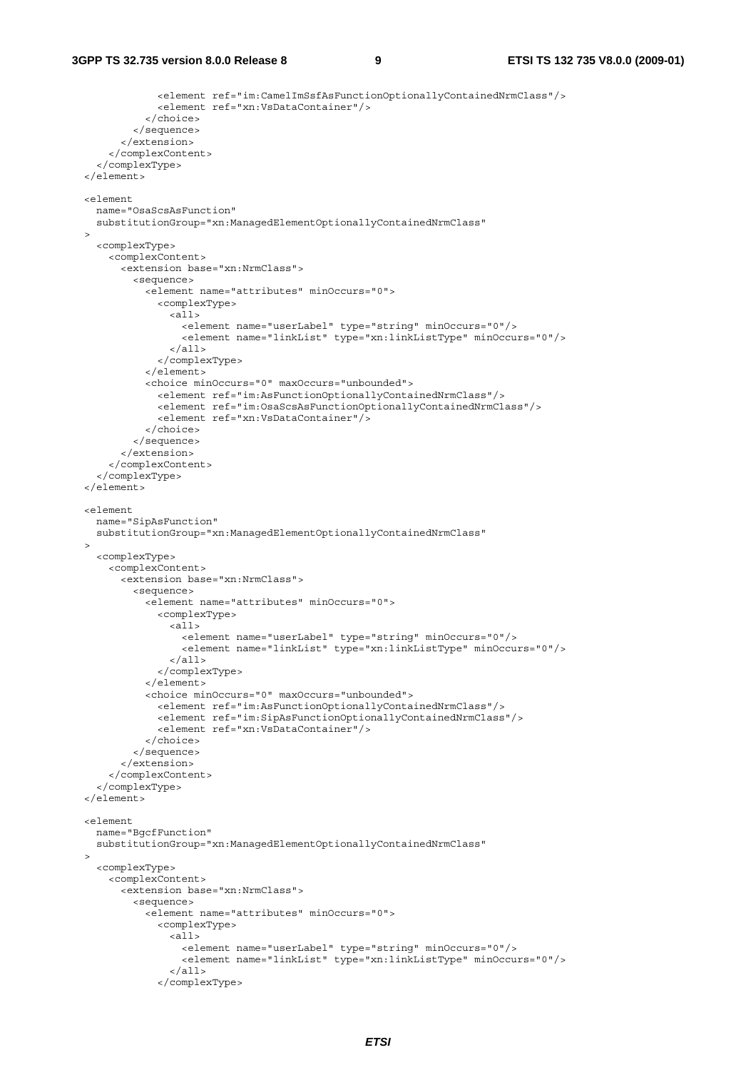```
            <element ref="im:CamelImSsfAsFunctionOptionallyContainedNrmClass"/>
            <element ref="xn:VsDataContainer"/>
          </choice>
        </sequence>
      </extension>
    </complexContent>
  </complexType>
</element>

<element
  name="OsaScsAsFunction"
  substitutionGroup="xn:ManagedElementOptionallyContainedNrmClass"
>
  <complexType>
    <complexContent>
      <extension base="xn:NrmClass">
        <sequence>
          <element name="attributes" minOccurs="0">
            <complexType>
              <all>
                <element name="userLabel" type="string" minOccurs="0"/>
                <element name="linkList" type="xn:linkListType" minOccurs="0"/>
              </all>
            </complexType>
          </element>
          <choice minOccurs="0" maxOccurs="unbounded">
            <element ref="im:AsFunctionOptionallyContainedNrmClass"/>
            <element ref="im:OsaScsAsFunctionOptionallyContainedNrmClass"/>
            <element ref="xn:VsDataContainer"/>
          </choice>
        </sequence>
      </extension>
    </complexContent>
  </complexType>
</element>

<element
  name="SipAsFunction"
  substitutionGroup="xn:ManagedElementOptionallyContainedNrmClass"
>
  <complexType>
    <complexContent>
      <extension base="xn:NrmClass">
        <sequence>
          <element name="attributes" minOccurs="0">
            <complexType>
              <all>
                <element name="userLabel" type="string" minOccurs="0"/>
                <element name="linkList" type="xn:linkListType" minOccurs="0"/>
              </all>
            </complexType>
          </element>
          <choice minOccurs="0" maxOccurs="unbounded">
            <element ref="im:AsFunctionOptionallyContainedNrmClass"/>
            <element ref="im:SipAsFunctionOptionallyContainedNrmClass"/>
            <element ref="xn:VsDataContainer"/>
          </choice>
        </sequence>
      </extension>
    </complexContent>
  </complexType>
</element>

<element
  name="BgcfFunction"
  substitutionGroup="xn:ManagedElementOptionallyContainedNrmClass"
>
  <complexType>
    <complexContent>
      <extension base="xn:NrmClass">
        <sequence>
          <element name="attributes" minOccurs="0">
            <complexType>
              <all>
                <element name="userLabel" type="string" minOccurs="0"/>
                <element name="linkList" type="xn:linkListType" minOccurs="0"/>
              </all>
            </complexType>
```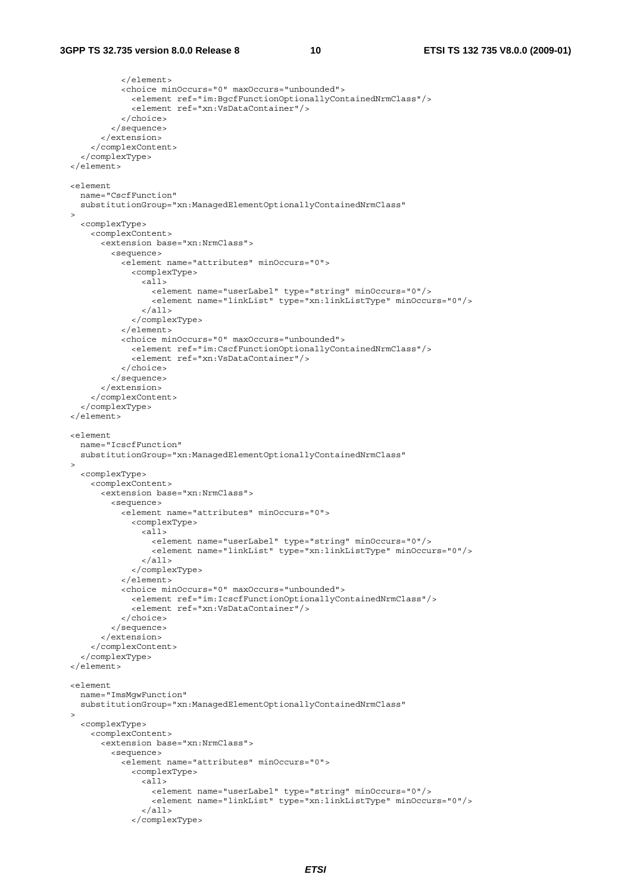```
          </element>
          <choice minOccurs="0" maxOccurs="unbounded">
            <element ref="im:BgcfFunctionOptionallyContainedNrmClass"/>
            <element ref="xn:VsDataContainer"/>
          </choice>
        </sequence>
      </extension>
    </complexContent>
  </complexType>
</element>

<element
  name="CscfFunction"
  substitutionGroup="xn:ManagedElementOptionallyContainedNrmClass"
>
  <complexType>
    <complexContent>
      <extension base="xn:NrmClass">
        <sequence>
          <element name="attributes" minOccurs="0">
            <complexType>
              <all>
                <element name="userLabel" type="string" minOccurs="0"/>
                <element name="linkList" type="xn:linkListType" minOccurs="0"/>
              </all>
            </complexType>
          </element>
          <choice minOccurs="0" maxOccurs="unbounded">
            <element ref="im:CscfFunctionOptionallyContainedNrmClass"/>
            <element ref="xn:VsDataContainer"/>
          </choice>
        </sequence>
      </extension>
    </complexContent>
  </complexType>
</element>

<element
  name="IcscfFunction"
  substitutionGroup="xn:ManagedElementOptionallyContainedNrmClass"
>
  <complexType>
    <complexContent>
      <extension base="xn:NrmClass">
        <sequence>
          <element name="attributes" minOccurs="0">
            <complexType>
              <all>
                <element name="userLabel" type="string" minOccurs="0"/>
                <element name="linkList" type="xn:linkListType" minOccurs="0"/>
              </all>
            </complexType>
          </element>
          <choice minOccurs="0" maxOccurs="unbounded">
            <element ref="im:IcscfFunctionOptionallyContainedNrmClass"/>
            <element ref="xn:VsDataContainer"/>
          </choice>
        </sequence>
      </extension>
    </complexContent>
  </complexType>
</element>

<element
  name="ImsMgwFunction"
  substitutionGroup="xn:ManagedElementOptionallyContainedNrmClass"
>
  <complexType>
    <complexContent>
      <extension base="xn:NrmClass">
        <sequence>
          <element name="attributes" minOccurs="0">
            <complexType>
              <all>
                <element name="userLabel" type="string" minOccurs="0"/>
                <element name="linkList" type="xn:linkListType" minOccurs="0"/>
              </all>
            </complexType>
```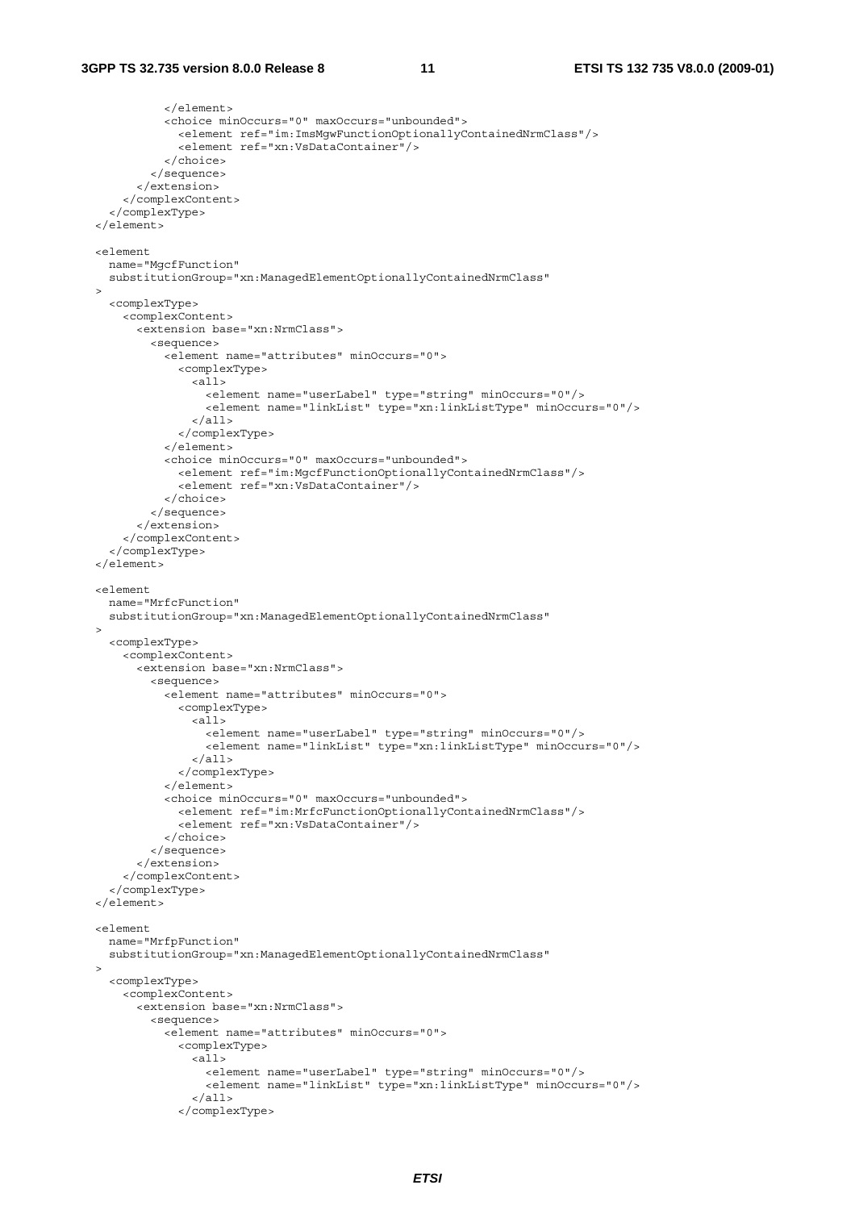```
          </element>
          <choice minOccurs="0" maxOccurs="unbounded">
            <element ref="im:ImsMgwFunctionOptionallyContainedNrmClass"/>
            <element ref="xn:VsDataContainer"/>
          </choice>
        </sequence>
      </extension>
    </complexContent>
  </complexType>
</element>

<element
  name="MgcfFunction"
  substitutionGroup="xn:ManagedElementOptionallyContainedNrmClass"
>
  <complexType>
    <complexContent>
      <extension base="xn:NrmClass">
        <sequence>
          <element name="attributes" minOccurs="0">
            <complexType>
              <all>
                <element name="userLabel" type="string" minOccurs="0"/>
                <element name="linkList" type="xn:linkListType" minOccurs="0"/>
              </all>
            </complexType>
          </element>
          <choice minOccurs="0" maxOccurs="unbounded">
            <element ref="im:MgcfFunctionOptionallyContainedNrmClass"/>
            <element ref="xn:VsDataContainer"/>
          </choice>
        </sequence>
      </extension>
    </complexContent>
  </complexType>
</element>

<element
  name="MrfcFunction"
  substitutionGroup="xn:ManagedElementOptionallyContainedNrmClass"
>
  <complexType>
    <complexContent>
      <extension base="xn:NrmClass">
        <sequence>
          <element name="attributes" minOccurs="0">
            <complexType>
              <all>
                <element name="userLabel" type="string" minOccurs="0"/>
                <element name="linkList" type="xn:linkListType" minOccurs="0"/>
              </all>
            </complexType>
          </element>
          <choice minOccurs="0" maxOccurs="unbounded">
            <element ref="im:MrfcFunctionOptionallyContainedNrmClass"/>
            <element ref="xn:VsDataContainer"/>
          </choice>
        </sequence>
      </extension>
    </complexContent>
  </complexType>
</element>

<element
  name="MrfpFunction"
  substitutionGroup="xn:ManagedElementOptionallyContainedNrmClass"
>
  <complexType>
    <complexContent>
      <extension base="xn:NrmClass">
        <sequence>
          <element name="attributes" minOccurs="0">
            <complexType>
              <all>
                <element name="userLabel" type="string" minOccurs="0"/>
                <element name="linkList" type="xn:linkListType" minOccurs="0"/>
              </all>
            </complexType>
```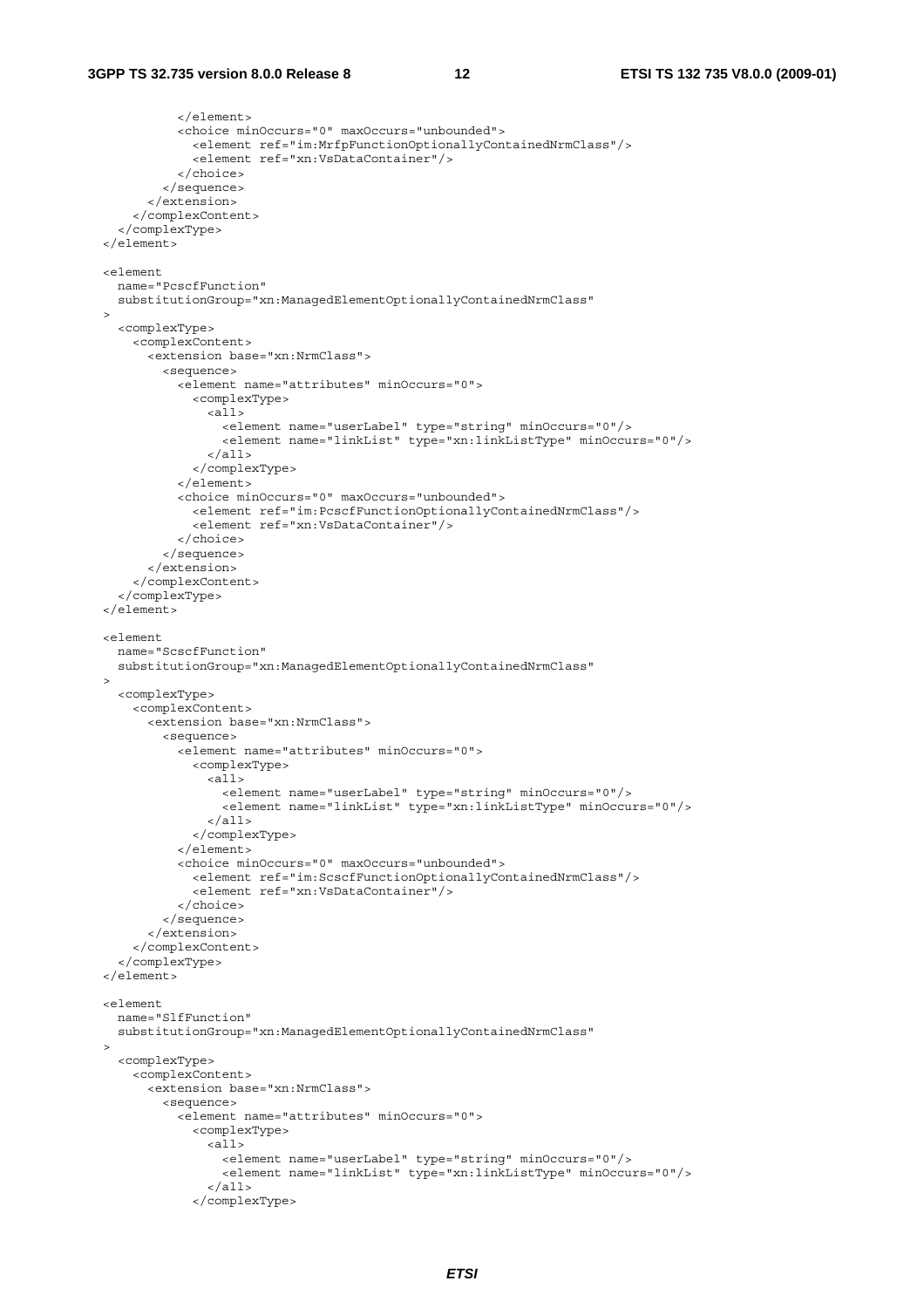```
          </element>
          <choice minOccurs="0" maxOccurs="unbounded">
            <element ref="im:MrfpFunctionOptionallyContainedNrmClass"/>
            <element ref="xn:VsDataContainer"/>
          </choice>
        </sequence>
      </extension>
    </complexContent>
  </complexType>
</element>

<element
  name="PcscfFunction"
  substitutionGroup="xn:ManagedElementOptionallyContainedNrmClass"
>
  <complexType>
    <complexContent>
      <extension base="xn:NrmClass">
        <sequence>
          <element name="attributes" minOccurs="0">
            <complexType>
              <all>
                <element name="userLabel" type="string" minOccurs="0"/>
                <element name="linkList" type="xn:linkListType" minOccurs="0"/>
              </all>
            </complexType>
          </element>
          <choice minOccurs="0" maxOccurs="unbounded">
            <element ref="im:PcscfFunctionOptionallyContainedNrmClass"/>
            <element ref="xn:VsDataContainer"/>
          </choice>
        </sequence>
      </extension>
    </complexContent>
  </complexType>
</element>

<element
  name="ScscfFunction"
  substitutionGroup="xn:ManagedElementOptionallyContainedNrmClass"
>
  <complexType>
    <complexContent>
      <extension base="xn:NrmClass">
        <sequence>
          <element name="attributes" minOccurs="0">
            <complexType>
              <all>
                <element name="userLabel" type="string" minOccurs="0"/>
                <element name="linkList" type="xn:linkListType" minOccurs="0"/>
              </all>
            </complexType>
          </element>
          <choice minOccurs="0" maxOccurs="unbounded">
            <element ref="im:ScscfFunctionOptionallyContainedNrmClass"/>
            <element ref="xn:VsDataContainer"/>
          </choice>
        </sequence>
      </extension>
    </complexContent>
  </complexType>
</element>

<element
  name="SlfFunction"
  substitutionGroup="xn:ManagedElementOptionallyContainedNrmClass"
>
  <complexType>
    <complexContent>
      <extension base="xn:NrmClass">
        <sequence>
          <element name="attributes" minOccurs="0">
            <complexType>
              <all>
                <element name="userLabel" type="string" minOccurs="0"/>
                <element name="linkList" type="xn:linkListType" minOccurs="0"/>
              </all>
            </complexType>
```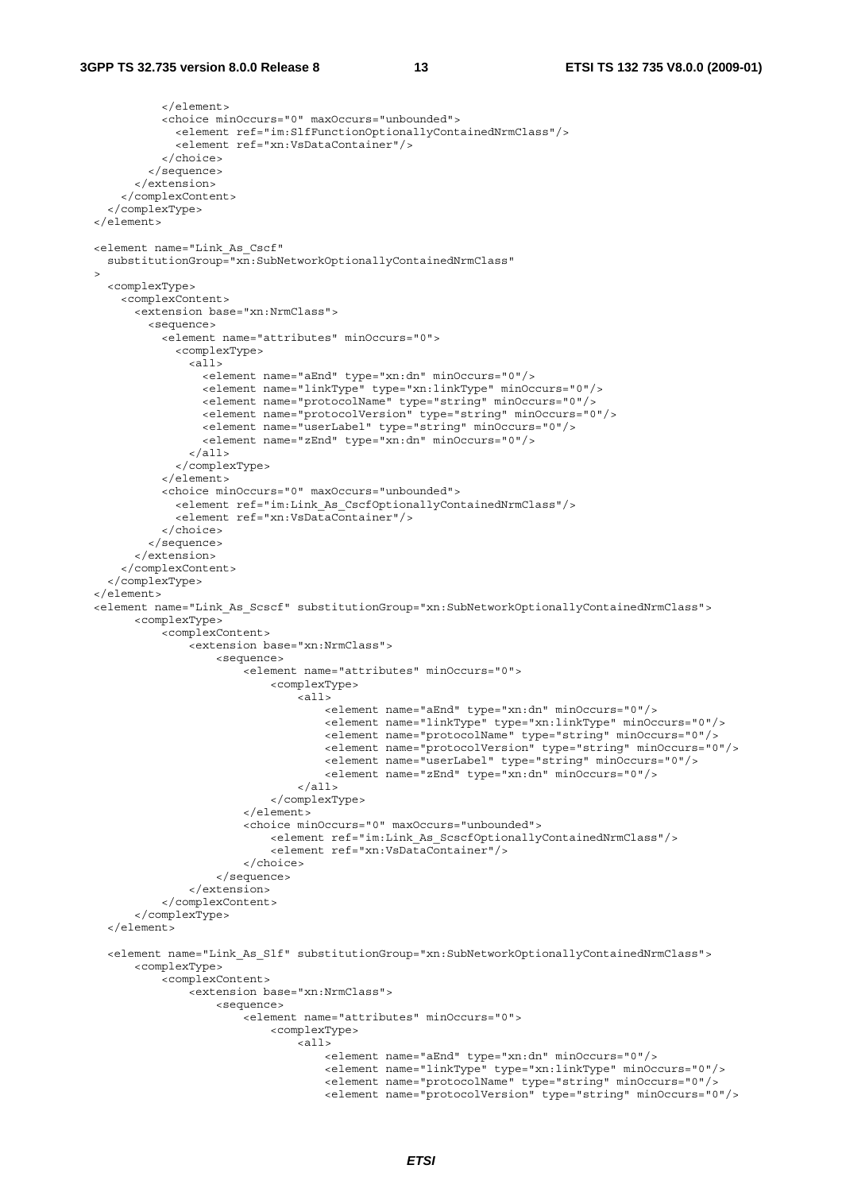```
          </element>
          <choice minOccurs="0" maxOccurs="unbounded">
            <element ref="im:SlfFunctionOptionallyContainedNrmClass"/>
            <element ref="xn:VsDataContainer"/>
          </choice>
        </sequence>
      </extension>
    </complexContent>
  </complexType>
</element>

<element name="Link_As_Cscf"
  substitutionGroup="xn:SubNetworkOptionallyContainedNrmClass"
>
  <complexType>
    <complexContent>
      <extension base="xn:NrmClass">
        <sequence>
          <element name="attributes" minOccurs="0">
            <complexType>
              <all>
                <element name="aEnd" type="xn:dn" minOccurs="0"/>
                <element name="linkType" type="xn:linkType" minOccurs="0"/>
                <element name="protocolName" type="string" minOccurs="0"/>
                <element name="protocolVersion" type="string" minOccurs="0"/>
                <element name="userLabel" type="string" minOccurs="0"/>
                <element name="zEnd" type="xn:dn" minOccurs="0"/>
              </all>
            </complexType>
          </element>
          <choice minOccurs="0" maxOccurs="unbounded">
            <element ref="im:Link_As_CscfOptionallyContainedNrmClass"/>
            <element ref="xn:VsDataContainer"/>
          </choice>
        </sequence>
      </extension>
    </complexContent>
  </complexType>
</element>
<element name="Link_As_Scscf" substitutionGroup="xn:SubNetworkOptionallyContainedNrmClass">
      <complexType>
          <complexContent>
              <extension base="xn:NrmClass">
                  <sequence>
                      <element name="attributes" minOccurs="0">
                          <complexType>
                              <all>
                                  <element name="aEnd" type="xn:dn" minOccurs="0"/>
                                  <element name="linkType" type="xn:linkType" minOccurs="0"/>
                                  <element name="protocolName" type="string" minOccurs="0"/>
                                  <element name="protocolVersion" type="string" minOccurs="0"/>
                                  <element name="userLabel" type="string" minOccurs="0"/>
                                  <element name="zEnd" type="xn:dn" minOccurs="0"/>
                              </all>
                          </complexType>
                      </element>
                      <choice minOccurs="0" maxOccurs="unbounded">
                          <element ref="im:Link_As_ScscfOptionallyContainedNrmClass"/>
                          <element ref="xn:VsDataContainer"/>
                      </choice>
                  </sequence>
              </extension>
          </complexContent>
      </complexType>
  </element>

  <element name="Link_As_Slf" substitutionGroup="xn:SubNetworkOptionallyContainedNrmClass">
      <complexType>
          <complexContent>
              <extension base="xn:NrmClass">
                  <sequence>
                      <element name="attributes" minOccurs="0">
                          <complexType>
                              <all>
                                  <element name="aEnd" type="xn:dn" minOccurs="0"/>
                                  <element name="linkType" type="xn:linkType" minOccurs="0"/>
                                  <element name="protocolName" type="string" minOccurs="0"/>
                                  <element name="protocolVersion" type="string" minOccurs="0"/>
```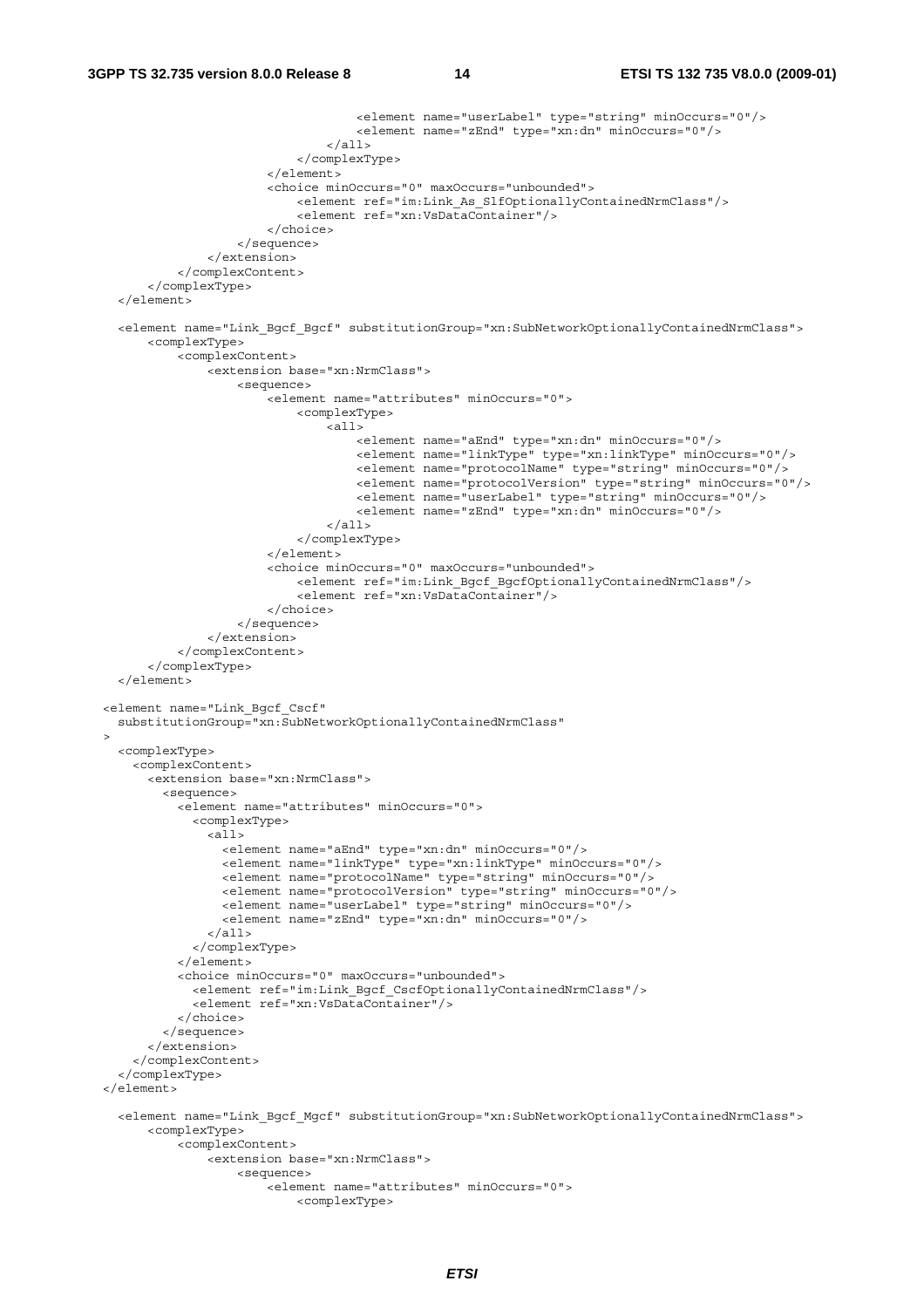```
                                <element name="userLabel" type="string" minOccurs="0"/>
                                <element name="zEnd" type="xn:dn" minOccurs="0"/>
                            </all>
                        </complexType>
                    </element>
                    <choice minOccurs="0" maxOccurs="unbounded">
                        <element ref="im:Link_As_SlfOptionallyContainedNrmClass"/>
                        <element ref="xn:VsDataContainer"/>
                    </choice>
                </sequence>
            </extension>
        </complexContent>
    </complexType>
</element>

<element name="Link_Bgcf_Bgcf" substitutionGroup="xn:SubNetworkOptionallyContainedNrmClass">
    <complexType>
        <complexContent>
            <extension base="xn:NrmClass">
                <sequence>
                    <element name="attributes" minOccurs="0">
                        <complexType>
                            <all>
                                <element name="aEnd" type="xn:dn" minOccurs="0"/>
                                <element name="linkType" type="xn:linkType" minOccurs="0"/>
                                <element name="protocolName" type="string" minOccurs="0"/>
                                <element name="protocolVersion" type="string" minOccurs="0"/>
                                <element name="userLabel" type="string" minOccurs="0"/>
                                <element name="zEnd" type="xn:dn" minOccurs="0"/>
                            </all>
                        </complexType>
                    </element>
                    <choice minOccurs="0" maxOccurs="unbounded">
                        <element ref="im:Link_Bgcf_BgcfOptionallyContainedNrmClass"/>
                        <element ref="xn:VsDataContainer"/>
                    </choice>
                </sequence>
            </extension>
        </complexContent>
    </complexType>
</element>

<element name="Link_Bgcf_Cscf"
  substitutionGroup="xn:SubNetworkOptionallyContainedNrmClass"
>
  <complexType>
    <complexContent>
      <extension base="xn:NrmClass">
        <sequence>
          <element name="attributes" minOccurs="0">
            <complexType>
              <all>
                <element name="aEnd" type="xn:dn" minOccurs="0"/>
                <element name="linkType" type="xn:linkType" minOccurs="0"/>
                <element name="protocolName" type="string" minOccurs="0"/>
                <element name="protocolVersion" type="string" minOccurs="0"/>
                <element name="userLabel" type="string" minOccurs="0"/>
                <element name="zEnd" type="xn:dn" minOccurs="0"/>
              </all>
            </complexType>
          </element>
          <choice minOccurs="0" maxOccurs="unbounded">
            <element ref="im:Link_Bgcf_CscfOptionallyContainedNrmClass"/>
            <element ref="xn:VsDataContainer"/>
          </choice>
        </sequence>
      </extension>
    </complexContent>
  </complexType>
</element>

<element name="Link_Bgcf_Mgcf" substitutionGroup="xn:SubNetworkOptionallyContainedNrmClass">
    <complexType>
        <complexContent>
            <extension base="xn:NrmClass">
                <sequence>
                    <element name="attributes" minOccurs="0">
                        <complexType>
```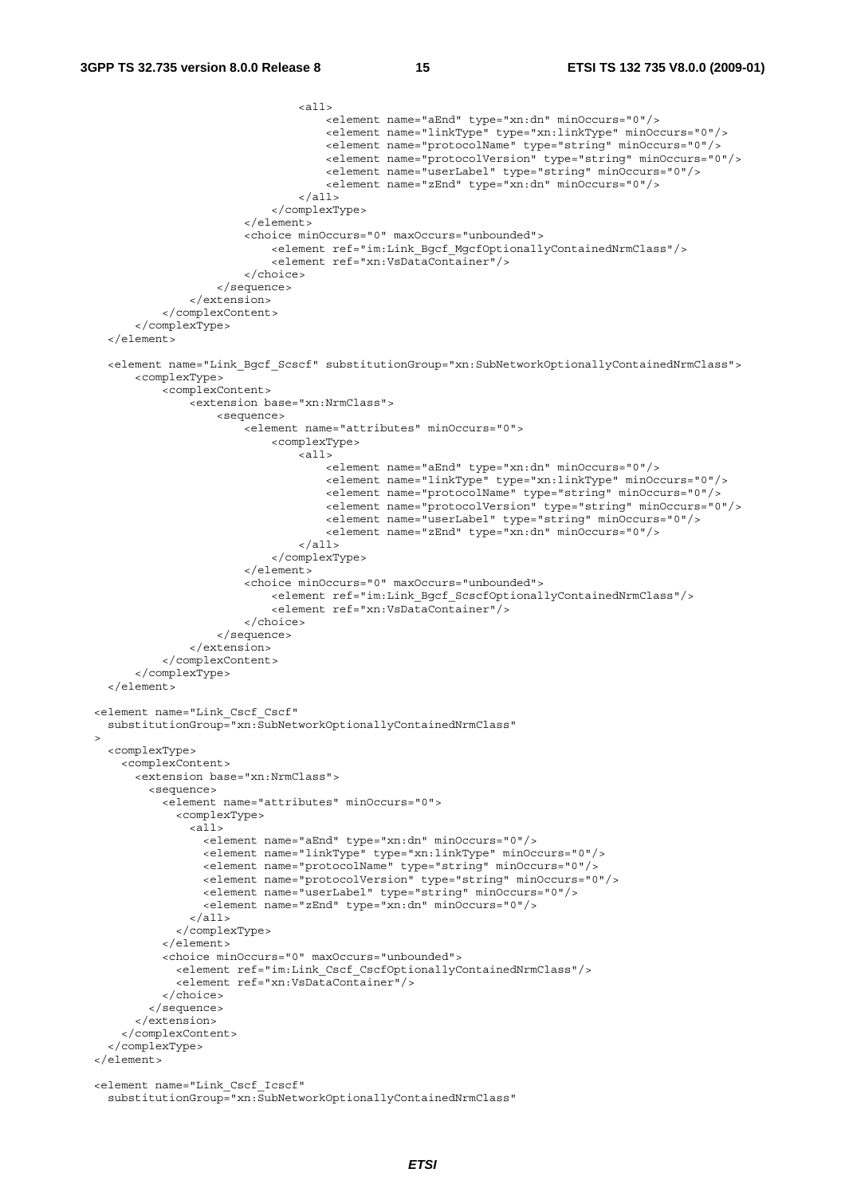```
                                <all>
                                    <element name="aEnd" type="xn:dn" minOccurs="0"/>
                                    <element name="linkType" type="xn:linkType" minOccurs="0"/>
                                    <element name="protocolName" type="string" minOccurs="0"/>
                                    <element name="protocolVersion" type="string" minOccurs="0"/>
                                    <element name="userLabel" type="string" minOccurs="0"/>
                                    <element name="zEnd" type="xn:dn" minOccurs="0"/>
                                </all>
                            </complexType>
                        </element>
                        <choice minOccurs="0" maxOccurs="unbounded">
                            <element ref="im:Link_Bgcf_MgcfOptionallyContainedNrmClass"/>
                            <element ref="xn:VsDataContainer"/>
                        </choice>
                    </sequence>
                </extension>
            </complexContent>
        </complexType>
    </element>

    <element name="Link_Bgcf_Scscf" substitutionGroup="xn:SubNetworkOptionallyContainedNrmClass">
        <complexType>
            <complexContent>
                <extension base="xn:NrmClass">
                    <sequence>
                        <element name="attributes" minOccurs="0">
                            <complexType>
                                <all>
                                    <element name="aEnd" type="xn:dn" minOccurs="0"/>
                                    <element name="linkType" type="xn:linkType" minOccurs="0"/>
                                    <element name="protocolName" type="string" minOccurs="0"/>
                                    <element name="protocolVersion" type="string" minOccurs="0"/>
                                    <element name="userLabel" type="string" minOccurs="0"/>
                                    <element name="zEnd" type="xn:dn" minOccurs="0"/>
                                </all>
                            </complexType>
                        </element>
                        <choice minOccurs="0" maxOccurs="unbounded">
                            <element ref="im:Link_Bgcf_ScscfOptionallyContainedNrmClass"/>
                            <element ref="xn:VsDataContainer"/>
                        </choice>
                    </sequence>
                </extension>
            </complexContent>
        </complexType>
    </element>

  <element name="Link_Cscf_Cscf"
    substitutionGroup="xn:SubNetworkOptionallyContainedNrmClass"
  >
    <complexType>
      <complexContent>
        <extension base="xn:NrmClass">
          <sequence>
            <element name="attributes" minOccurs="0">
              <complexType>
                <all>
                  <element name="aEnd" type="xn:dn" minOccurs="0"/>
                  <element name="linkType" type="xn:linkType" minOccurs="0"/>
                  <element name="protocolName" type="string" minOccurs="0"/>
                  <element name="protocolVersion" type="string" minOccurs="0"/>
                  <element name="userLabel" type="string" minOccurs="0"/>
                  <element name="zEnd" type="xn:dn" minOccurs="0"/>
                </all>
              </complexType>
            </element>
            <choice minOccurs="0" maxOccurs="unbounded">
              <element ref="im:Link_Cscf_CscfOptionallyContainedNrmClass"/>
              <element ref="xn:VsDataContainer"/>
            </choice>
          </sequence>
        </extension>
      </complexContent>
    </complexType>
  </element>

  <element name="Link_Cscf_Icscf"
    substitutionGroup="xn:SubNetworkOptionallyContainedNrmClass"
```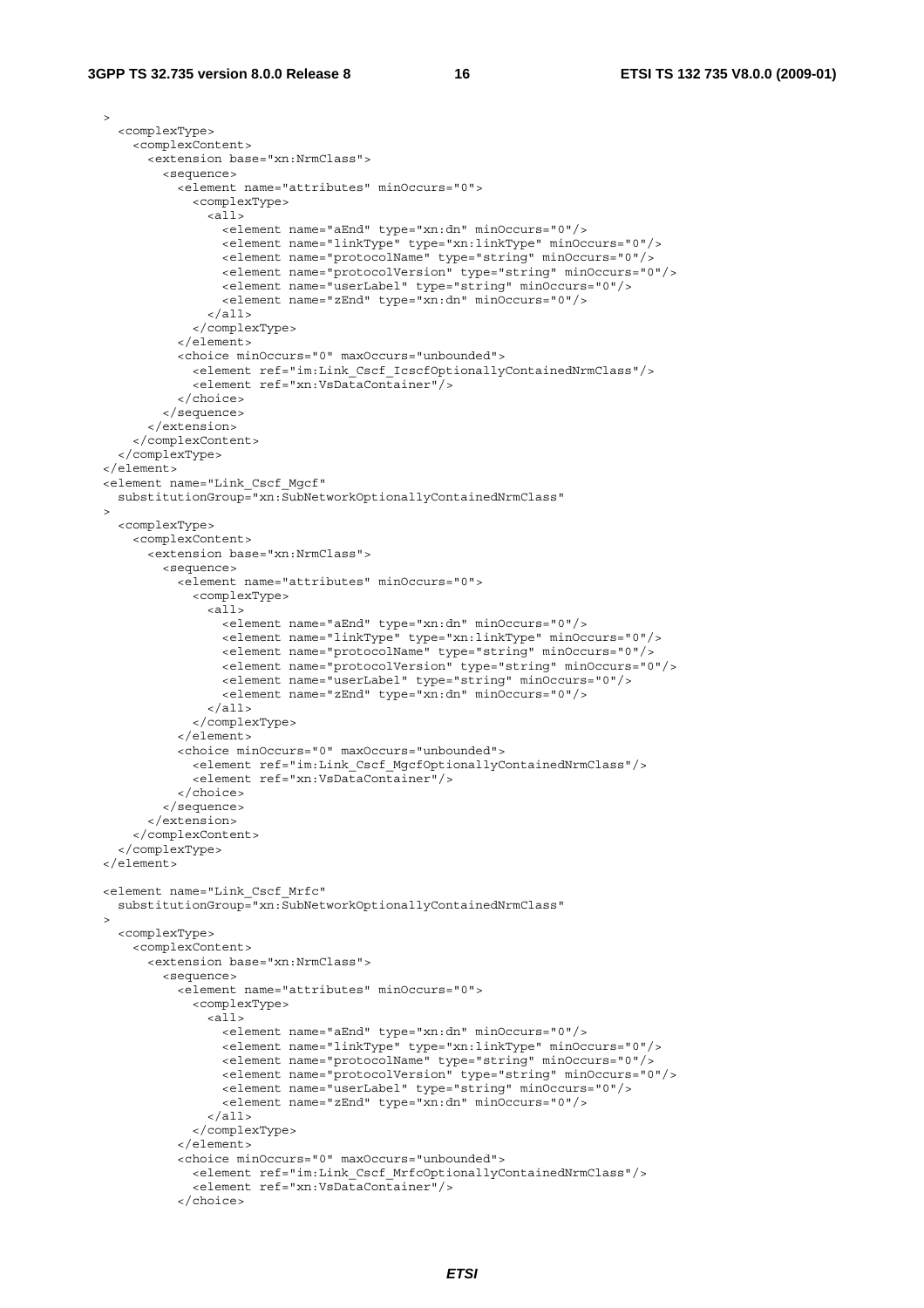```
>
  <complexType>
    <complexContent>
      <extension base="xn:NrmClass">
        <sequence>
          <element name="attributes" minOccurs="0">
            <complexType>
              <all>
                <element name="aEnd" type="xn:dn" minOccurs="0"/>
                <element name="linkType" type="xn:linkType" minOccurs="0"/>
                <element name="protocolName" type="string" minOccurs="0"/>
                <element name="protocolVersion" type="string" minOccurs="0"/>
                <element name="userLabel" type="string" minOccurs="0"/>
                <element name="zEnd" type="xn:dn" minOccurs="0"/>
              </all>
            </complexType>
          </element>
          <choice minOccurs="0" maxOccurs="unbounded">
            <element ref="im:Link_Cscf_IcscfOptionallyContainedNrmClass"/>
            <element ref="xn:VsDataContainer"/>
          </choice>
        </sequence>
      </extension>
    </complexContent>
  </complexType>
</element>
<element name="Link_Cscf_Mgcf"
  substitutionGroup="xn:SubNetworkOptionallyContainedNrmClass"
>
  <complexType>
    <complexContent>
      <extension base="xn:NrmClass">
        <sequence>
          <element name="attributes" minOccurs="0">
            <complexType>
              <all>
                <element name="aEnd" type="xn:dn" minOccurs="0"/>
                <element name="linkType" type="xn:linkType" minOccurs="0"/>
                <element name="protocolName" type="string" minOccurs="0"/>
                <element name="protocolVersion" type="string" minOccurs="0"/>
                <element name="userLabel" type="string" minOccurs="0"/>
                <element name="zEnd" type="xn:dn" minOccurs="0"/>
              </all>
            </complexType>
          </element>
          <choice minOccurs="0" maxOccurs="unbounded">
            <element ref="im:Link_Cscf_MgcfOptionallyContainedNrmClass"/>
            <element ref="xn:VsDataContainer"/>
          </choice>
        </sequence>
      </extension>
    </complexContent>
  </complexType>
</element>

<element name="Link_Cscf_Mrfc"
  substitutionGroup="xn:SubNetworkOptionallyContainedNrmClass"
>
  <complexType>
    <complexContent>
      <extension base="xn:NrmClass">
        <sequence>
          <element name="attributes" minOccurs="0">
            <complexType>
              <all>
                <element name="aEnd" type="xn:dn" minOccurs="0"/>
                <element name="linkType" type="xn:linkType" minOccurs="0"/>
                <element name="protocolName" type="string" minOccurs="0"/>
                <element name="protocolVersion" type="string" minOccurs="0"/>
                <element name="userLabel" type="string" minOccurs="0"/>
                <element name="zEnd" type="xn:dn" minOccurs="0"/>
              </all>
            </complexType>
          </element>
          <choice minOccurs="0" maxOccurs="unbounded">
            <element ref="im:Link_Cscf_MrfcOptionallyContainedNrmClass"/>
            <element ref="xn:VsDataContainer"/>
          </choice>
```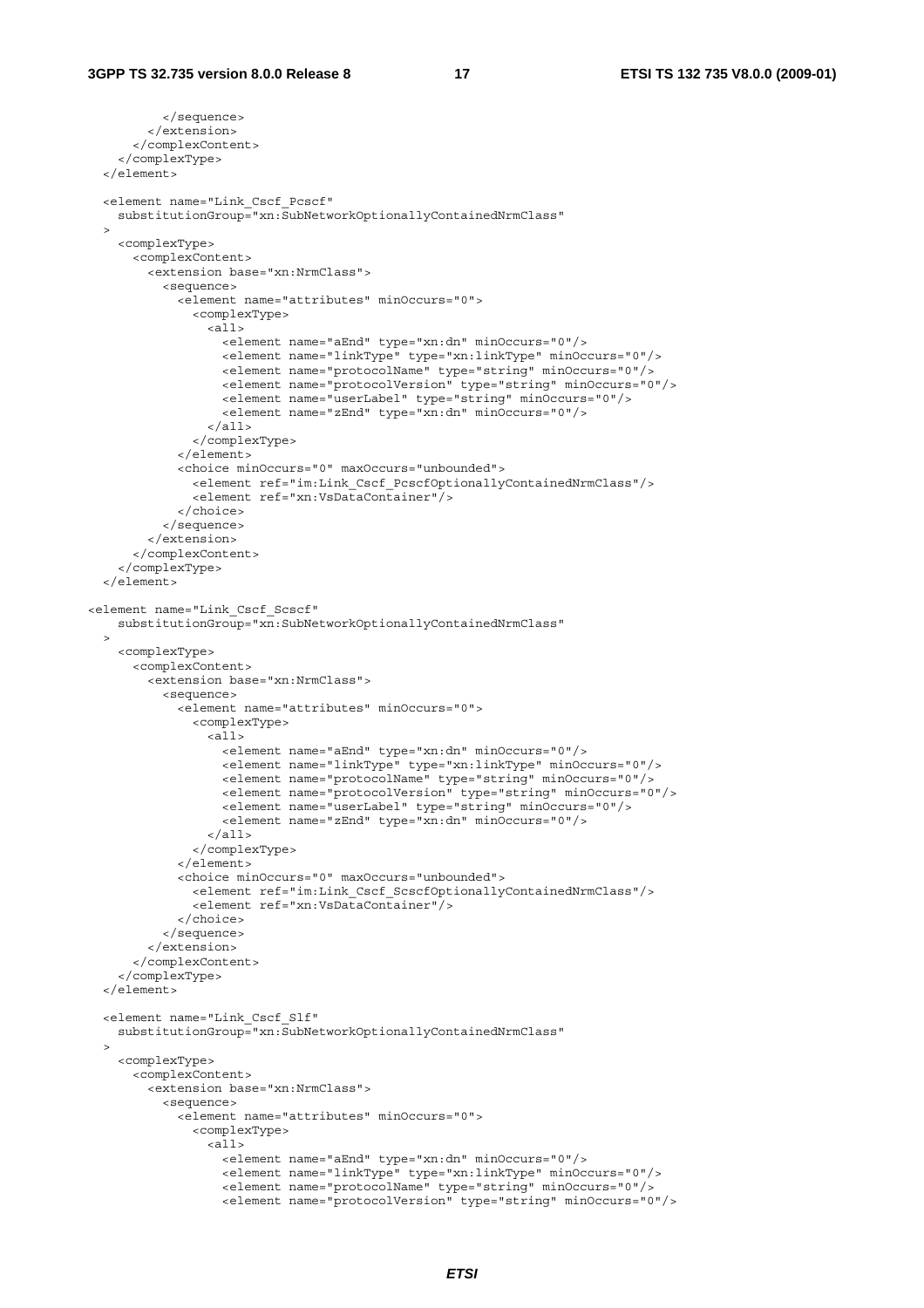```
          </sequence>
        </extension>
      </complexContent>
    </complexType>
  </element>

  <element name="Link_Cscf_Pcscf"
    substitutionGroup="xn:SubNetworkOptionallyContainedNrmClass"
  >
    <complexType>
      <complexContent>
        <extension base="xn:NrmClass">
          <sequence>
            <element name="attributes" minOccurs="0">
              <complexType>
                <all>
                  <element name="aEnd" type="xn:dn" minOccurs="0"/>
                  <element name="linkType" type="xn:linkType" minOccurs="0"/>
                  <element name="protocolName" type="string" minOccurs="0"/>
                  <element name="protocolVersion" type="string" minOccurs="0"/>
                  <element name="userLabel" type="string" minOccurs="0"/>
                  <element name="zEnd" type="xn:dn" minOccurs="0"/>
                </all>
              </complexType>
            </element>
            <choice minOccurs="0" maxOccurs="unbounded">
              <element ref="im:Link_Cscf_PcscfOptionallyContainedNrmClass"/>
              <element ref="xn:VsDataContainer"/>
            </choice>
          </sequence>
        </extension>
      </complexContent>
    </complexType>
  </element>

<element name="Link_Cscf_Scscf"
    substitutionGroup="xn:SubNetworkOptionallyContainedNrmClass"
  >
    <complexType>
      <complexContent>
        <extension base="xn:NrmClass">
          <sequence>
            <element name="attributes" minOccurs="0">
              <complexType>
                <all>
                  <element name="aEnd" type="xn:dn" minOccurs="0"/>
                  <element name="linkType" type="xn:linkType" minOccurs="0"/>
                  <element name="protocolName" type="string" minOccurs="0"/>
                  <element name="protocolVersion" type="string" minOccurs="0"/>
                  <element name="userLabel" type="string" minOccurs="0"/>
                  <element name="zEnd" type="xn:dn" minOccurs="0"/>
                </all>
              </complexType>
            </element>
            <choice minOccurs="0" maxOccurs="unbounded">
              <element ref="im:Link_Cscf_ScscfOptionallyContainedNrmClass"/>
              <element ref="xn:VsDataContainer"/>
            </choice>
          </sequence>
        </extension>
      </complexContent>
    </complexType>
  </element>

  <element name="Link_Cscf_Slf"
    substitutionGroup="xn:SubNetworkOptionallyContainedNrmClass"
  >
    <complexType>
      <complexContent>
        <extension base="xn:NrmClass">
          <sequence>
            <element name="attributes" minOccurs="0">
              <complexType>
                <all>
                  <element name="aEnd" type="xn:dn" minOccurs="0"/>
                  <element name="linkType" type="xn:linkType" minOccurs="0"/>
                  <element name="protocolName" type="string" minOccurs="0"/>
                  <element name="protocolVersion" type="string" minOccurs="0"/>
```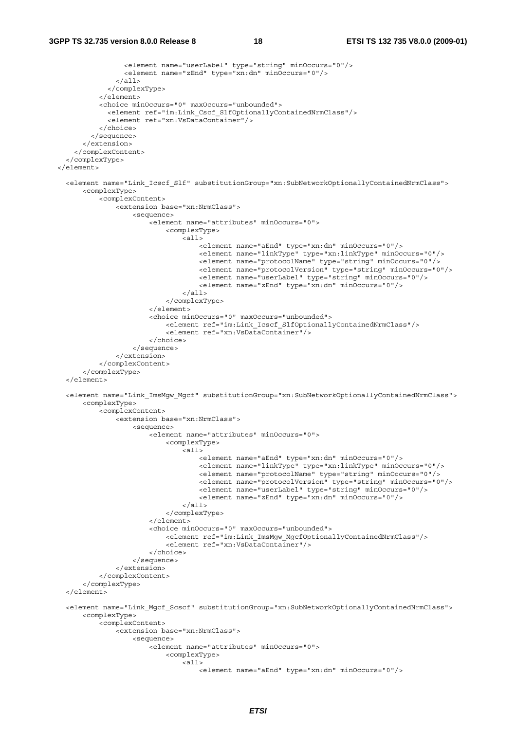```
                <element name="userLabel" type="string" minOccurs="0"/>
                <element name="zEnd" type="xn:dn" minOccurs="0"/>
              </all>
            </complexType>
          </element>
          <choice minOccurs="0" maxOccurs="unbounded">
            <element ref="im:Link_Cscf_SlfOptionallyContainedNrmClass"/>
            <element ref="xn:VsDataContainer"/>
          </choice>
        </sequence>
      </extension>
    </complexContent>
  </complexType>
</element>

  <element name="Link_Icscf_Slf" substitutionGroup="xn:SubNetworkOptionallyContainedNrmClass">
      <complexType>
          <complexContent>
              <extension base="xn:NrmClass">
                  <sequence>
                      <element name="attributes" minOccurs="0">
                          <complexType>
                              <all>
                                  <element name="aEnd" type="xn:dn" minOccurs="0"/>
                                  <element name="linkType" type="xn:linkType" minOccurs="0"/>
                                  <element name="protocolName" type="string" minOccurs="0"/>
                                  <element name="protocolVersion" type="string" minOccurs="0"/>
                                  <element name="userLabel" type="string" minOccurs="0"/>
                                  <element name="zEnd" type="xn:dn" minOccurs="0"/>
                              </all>
                          </complexType>
                      </element>
                      <choice minOccurs="0" maxOccurs="unbounded">
                          <element ref="im:Link_Icscf_SlfOptionallyContainedNrmClass"/>
                          <element ref="xn:VsDataContainer"/>
                      </choice>
                  </sequence>
              </extension>
          </complexContent>
      </complexType>
  </element>

  <element name="Link_ImsMgw_Mgcf" substitutionGroup="xn:SubNetworkOptionallyContainedNrmClass">
      <complexType>
          <complexContent>
              <extension base="xn:NrmClass">
                  <sequence>
                      <element name="attributes" minOccurs="0">
                          <complexType>
                              <all>
                                  <element name="aEnd" type="xn:dn" minOccurs="0"/>
                                  <element name="linkType" type="xn:linkType" minOccurs="0"/>
                                  <element name="protocolName" type="string" minOccurs="0"/>
                                  <element name="protocolVersion" type="string" minOccurs="0"/>
                                  <element name="userLabel" type="string" minOccurs="0"/>
                                  <element name="zEnd" type="xn:dn" minOccurs="0"/>
                              </all>
                          </complexType>
                      </element>
                      <choice minOccurs="0" maxOccurs="unbounded">
                          <element ref="im:Link_ImsMgw_MgcfOptionallyContainedNrmClass"/>
                          <element ref="xn:VsDataContainer"/>
                      </choice>
                  </sequence>
              </extension>
          </complexContent>
      </complexType>
  </element>

  <element name="Link_Mgcf_Scscf" substitutionGroup="xn:SubNetworkOptionallyContainedNrmClass">
      <complexType>
          <complexContent>
              <extension base="xn:NrmClass">
                  <sequence>
                      <element name="attributes" minOccurs="0">
                          <complexType>
                              <all>
                                  <element name="aEnd" type="xn:dn" minOccurs="0"/>
```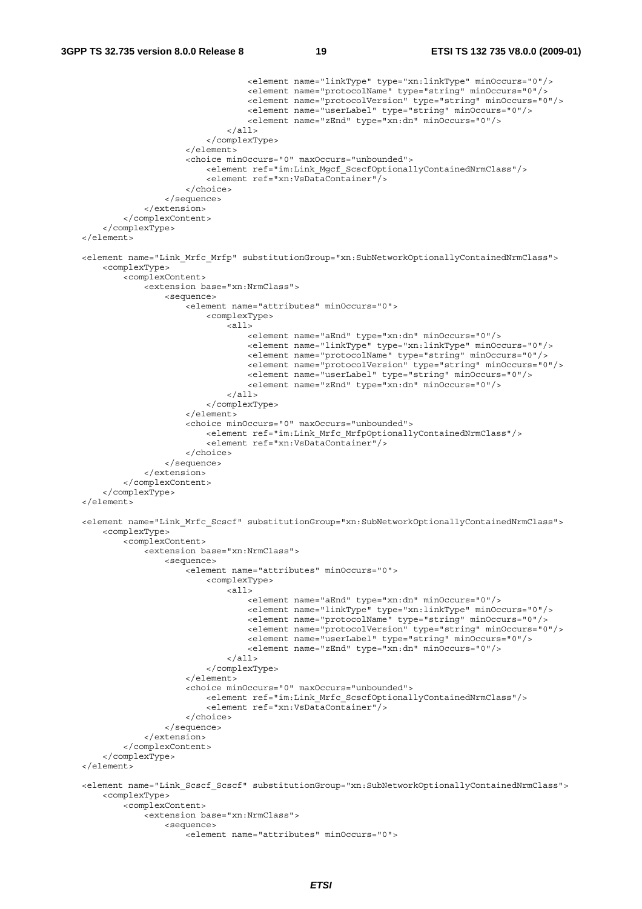```
                            <element name="linkType" type="xn:linkType" minOccurs="0"/>
                            <element name="protocolName" type="string" minOccurs="0"/>
                            <element name="protocolVersion" type="string" minOccurs="0"/>
                            <element name="userLabel" type="string" minOccurs="0"/>
                            <element name="zEnd" type="xn:dn" minOccurs="0"/>
                        </all>
                    </complexType>
                </element>
                <choice minOccurs="0" maxOccurs="unbounded">
                    <element ref="im:Link_Mgcf_ScscfOptionallyContainedNrmClass"/>
                    <element ref="xn:VsDataContainer"/>
                </choice>
            </sequence>
        </extension>
    </complexContent>
  </complexType>
</element>

<element name="Link_Mrfc_Mrfp" substitutionGroup="xn:SubNetworkOptionallyContainedNrmClass">
    <complexType>
        <complexContent>
            <extension base="xn:NrmClass">
                <sequence>
                    <element name="attributes" minOccurs="0">
                        <complexType>
                            <all>
                                <element name="aEnd" type="xn:dn" minOccurs="0"/>
                                <element name="linkType" type="xn:linkType" minOccurs="0"/>
                                <element name="protocolName" type="string" minOccurs="0"/>
                                <element name="protocolVersion" type="string" minOccurs="0"/>
                                <element name="userLabel" type="string" minOccurs="0"/>
                                <element name="zEnd" type="xn:dn" minOccurs="0"/>
                            </all>
                        </complexType>
                    </element>
                    <choice minOccurs="0" maxOccurs="unbounded">
                        <element ref="im:Link_Mrfc_MrfpOptionallyContainedNrmClass"/>
                        <element ref="xn:VsDataContainer"/>
                    </choice>
                </sequence>
            </extension>
        </complexContent>
    </complexType>
</element>

<element name="Link_Mrfc_Scscf" substitutionGroup="xn:SubNetworkOptionallyContainedNrmClass">
    <complexType>
        <complexContent>
            <extension base="xn:NrmClass">
                <sequence>
                    <element name="attributes" minOccurs="0">
                        <complexType>
                            <all>
                                <element name="aEnd" type="xn:dn" minOccurs="0"/>
                                <element name="linkType" type="xn:linkType" minOccurs="0"/>
                                <element name="protocolName" type="string" minOccurs="0"/>
                                <element name="protocolVersion" type="string" minOccurs="0"/>
                                <element name="userLabel" type="string" minOccurs="0"/>
                                <element name="zEnd" type="xn:dn" minOccurs="0"/>
                            </all>
                        </complexType>
                    </element>
                    <choice minOccurs="0" maxOccurs="unbounded">
                        <element ref="im:Link_Mrfc_ScscfOptionallyContainedNrmClass"/>
                        <element ref="xn:VsDataContainer"/>
                    </choice>
                </sequence>
            </extension>
        </complexContent>
    </complexType>
</element>

<element name="Link_Scscf_Scscf" substitutionGroup="xn:SubNetworkOptionallyContainedNrmClass">
    <complexType>
        <complexContent>
            <extension base="xn:NrmClass">
                <sequence>
                    <element name="attributes" minOccurs="0">
```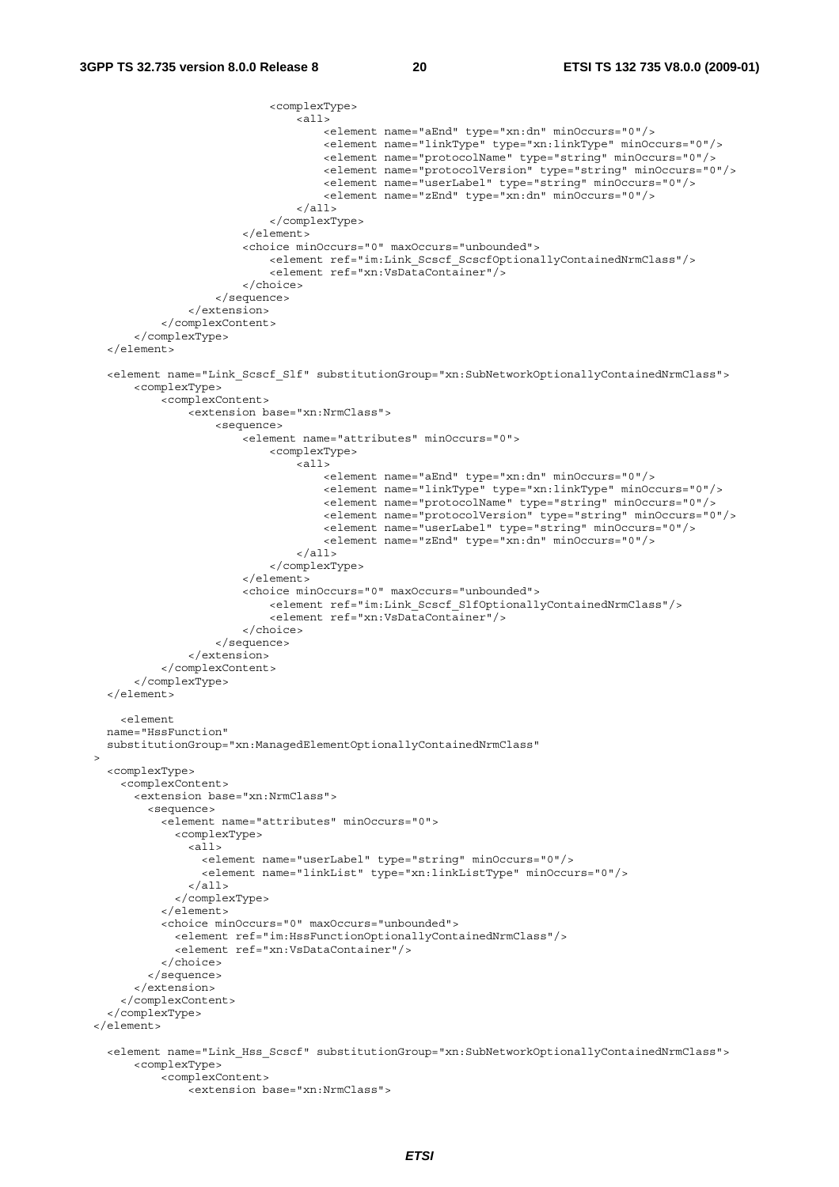```
                            <complexType>
                                <all>
                                    <element name="aEnd" type="xn:dn" minOccurs="0"/>
                                    <element name="linkType" type="xn:linkType" minOccurs="0"/>
                                    <element name="protocolName" type="string" minOccurs="0"/>
                                    <element name="protocolVersion" type="string" minOccurs="0"/>
                                    <element name="userLabel" type="string" minOccurs="0"/>
                                    <element name="zEnd" type="xn:dn" minOccurs="0"/>
                                </all>
                            </complexType>
                        </element>
                        <choice minOccurs="0" maxOccurs="unbounded">
                            <element ref="im:Link_Scscf_ScscfOptionallyContainedNrmClass"/>
                            <element ref="xn:VsDataContainer"/>
                        </choice>
                    </sequence>
                </extension>
            </complexContent>
        </complexType>
    </element>

    <element name="Link_Scscf_Slf" substitutionGroup="xn:SubNetworkOptionallyContainedNrmClass">
        <complexType>
            <complexContent>
                <extension base="xn:NrmClass">
                    <sequence>
                        <element name="attributes" minOccurs="0">
                            <complexType>
                                <all>
                                    <element name="aEnd" type="xn:dn" minOccurs="0"/>
                                    <element name="linkType" type="xn:linkType" minOccurs="0"/>
                                    <element name="protocolName" type="string" minOccurs="0"/>
                                    <element name="protocolVersion" type="string" minOccurs="0"/>
                                    <element name="userLabel" type="string" minOccurs="0"/>
                                    <element name="zEnd" type="xn:dn" minOccurs="0"/>
                                </all>
                            </complexType>
                        </element>
                        <choice minOccurs="0" maxOccurs="unbounded">
                            <element ref="im:Link_Scscf_SlfOptionallyContainedNrmClass"/>
                            <element ref="xn:VsDataContainer"/>
                        </choice>
                    </sequence>
                </extension>
            </complexContent>
        </complexType>
    </element>

     <element
    name="HssFunction"
    substitutionGroup="xn:ManagedElementOptionallyContainedNrmClass"
  >
    <complexType>
      <complexContent>
        <extension base="xn:NrmClass">
          <sequence>
            <element name="attributes" minOccurs="0">
              <complexType>
                <all>
                  <element name="userLabel" type="string" minOccurs="0"/>
                  <element name="linkList" type="xn:linkListType" minOccurs="0"/>
                </all>
              </complexType>
            </element>
            <choice minOccurs="0" maxOccurs="unbounded">
              <element ref="im:HssFunctionOptionallyContainedNrmClass"/>
              <element ref="xn:VsDataContainer"/>
            </choice>
          </sequence>
        </extension>
      </complexContent>
    </complexType>
  </element>

    <element name="Link_Hss_Scscf" substitutionGroup="xn:SubNetworkOptionallyContainedNrmClass">
        <complexType>
            <complexContent>
                <extension base="xn:NrmClass">
```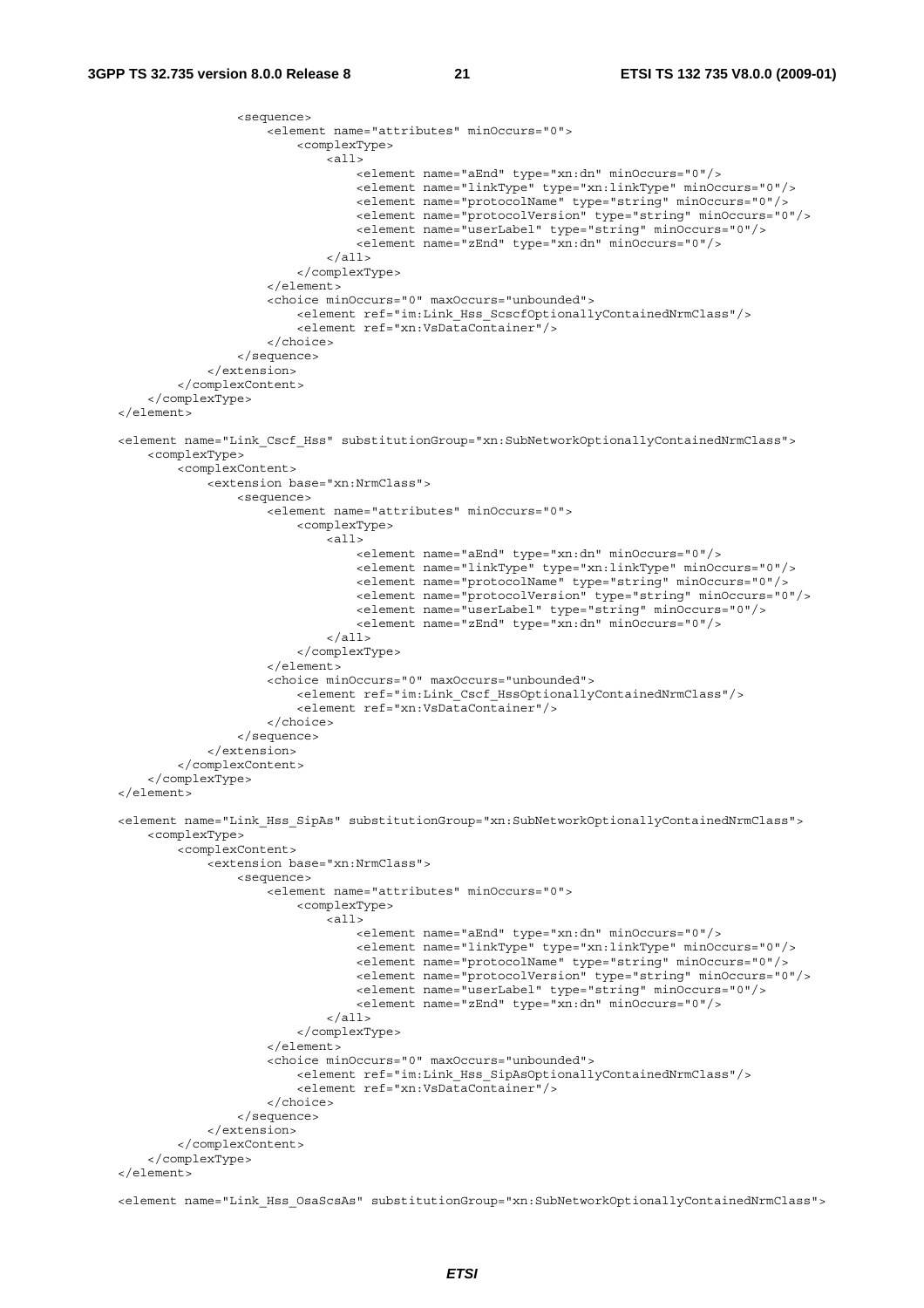```
                <sequence>
                    <element name="attributes" minOccurs="0">
                        <complexType>
                            <all>
                                <element name="aEnd" type="xn:dn" minOccurs="0"/>
                                <element name="linkType" type="xn:linkType" minOccurs="0"/>
                                <element name="protocolName" type="string" minOccurs="0"/>
                                <element name="protocolVersion" type="string" minOccurs="0"/>
                                <element name="userLabel" type="string" minOccurs="0"/>
                                <element name="zEnd" type="xn:dn" minOccurs="0"/>
                            </all>
                        </complexType>
                    </element>
                    <choice minOccurs="0" maxOccurs="unbounded">
                        <element ref="im:Link_Hss_ScscfOptionallyContainedNrmClass"/>
                        <element ref="xn:VsDataContainer"/>
                    </choice>
                </sequence>
            </extension>
        </complexContent>
    </complexType>
</element>

<element name="Link_Cscf_Hss" substitutionGroup="xn:SubNetworkOptionallyContainedNrmClass">
    <complexType>
        <complexContent>
            <extension base="xn:NrmClass">
                <sequence>
                    <element name="attributes" minOccurs="0">
                        <complexType>
                            <all>
                                <element name="aEnd" type="xn:dn" minOccurs="0"/>
                                <element name="linkType" type="xn:linkType" minOccurs="0"/>
                                <element name="protocolName" type="string" minOccurs="0"/>
                                <element name="protocolVersion" type="string" minOccurs="0"/>
                                <element name="userLabel" type="string" minOccurs="0"/>
                                <element name="zEnd" type="xn:dn" minOccurs="0"/>
                            </all>
                        </complexType>
                    </element>
                    <choice minOccurs="0" maxOccurs="unbounded">
                        <element ref="im:Link_Cscf_HssOptionallyContainedNrmClass"/>
                        <element ref="xn:VsDataContainer"/>
                    </choice>
                </sequence>
            </extension>
        </complexContent>
    </complexType>
</element>

<element name="Link_Hss_SipAs" substitutionGroup="xn:SubNetworkOptionallyContainedNrmClass">
    <complexType>
        <complexContent>
            <extension base="xn:NrmClass">
                <sequence>
                    <element name="attributes" minOccurs="0">
                        <complexType>
                            <all>
                                <element name="aEnd" type="xn:dn" minOccurs="0"/>
                                <element name="linkType" type="xn:linkType" minOccurs="0"/>
                                <element name="protocolName" type="string" minOccurs="0"/>
                                <element name="protocolVersion" type="string" minOccurs="0"/>
                                <element name="userLabel" type="string" minOccurs="0"/>
                                <element name="zEnd" type="xn:dn" minOccurs="0"/>
                            </all>
                        </complexType>
                    </element>
                    <choice minOccurs="0" maxOccurs="unbounded">
                        <element ref="im:Link_Hss_SipAsOptionallyContainedNrmClass"/>
                        <element ref="xn:VsDataContainer"/>
                    </choice>
                </sequence>
            </extension>
        </complexContent>
    </complexType>
</element>

<element name="Link_Hss_OsaScsAs" substitutionGroup="xn:SubNetworkOptionallyContainedNrmClass">
```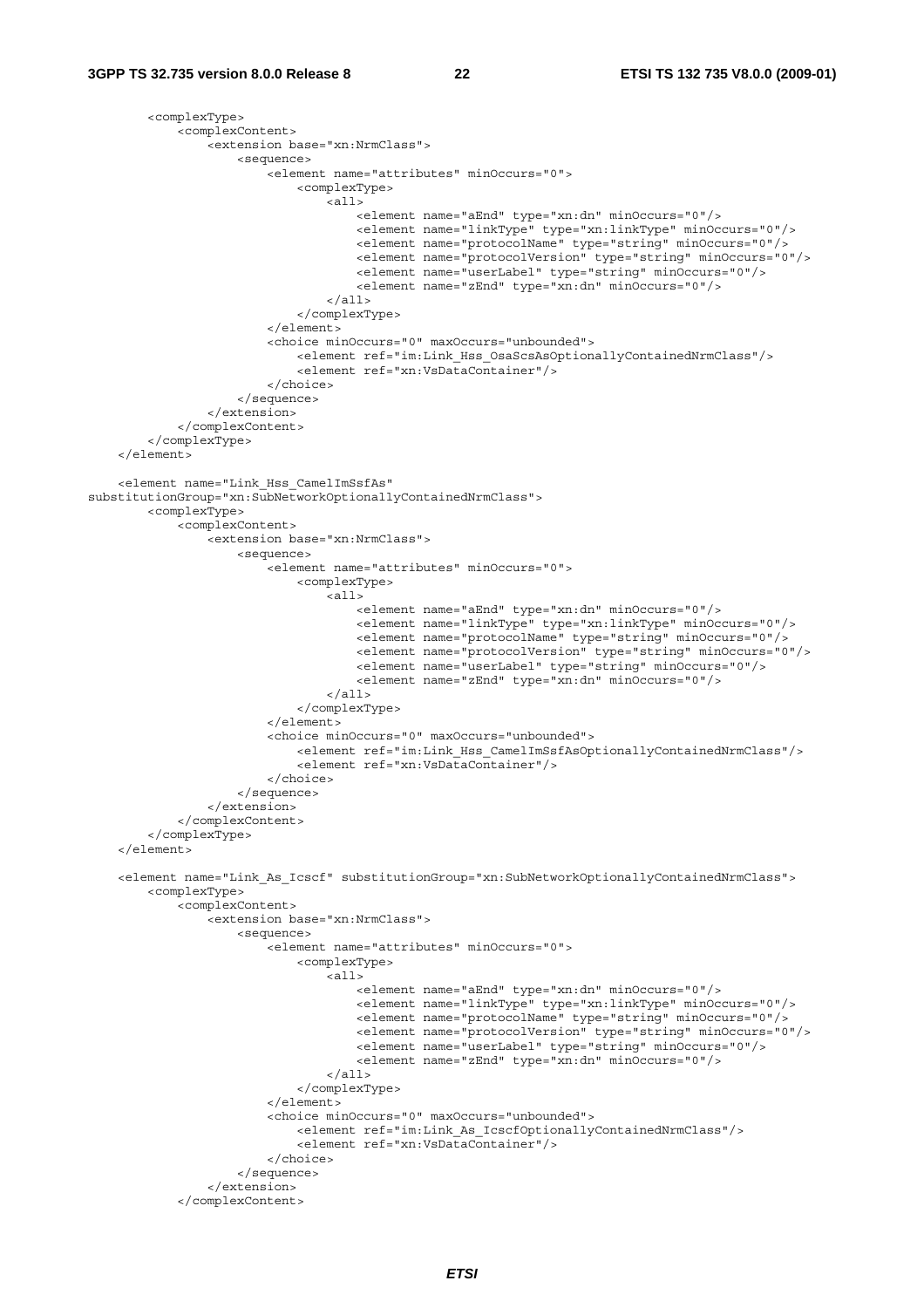```
        <complexType>
            <complexContent>
                <extension base="xn:NrmClass">
                    <sequence>
                        <element name="attributes" minOccurs="0">
                            <complexType>
                                <all>
                                    <element name="aEnd" type="xn:dn" minOccurs="0"/>
                                    <element name="linkType" type="xn:linkType" minOccurs="0"/>
                                    <element name="protocolName" type="string" minOccurs="0"/>
                                    <element name="protocolVersion" type="string" minOccurs="0"/>
                                    <element name="userLabel" type="string" minOccurs="0"/>
                                    <element name="zEnd" type="xn:dn" minOccurs="0"/>
                                </all>
                            </complexType>
                        </element>
                        <choice minOccurs="0" maxOccurs="unbounded">
                            <element ref="im:Link_Hss_OsaScsAsOptionallyContainedNrmClass"/>
                            <element ref="xn:VsDataContainer"/>
                        </choice>
                    </sequence>
                </extension>
            </complexContent>
        </complexType>
    </element>

    <element name="Link_Hss_CamelImSsfAs"
substitutionGroup="xn:SubNetworkOptionallyContainedNrmClass">
        <complexType>
            <complexContent>
                <extension base="xn:NrmClass">
                    <sequence>
                        <element name="attributes" minOccurs="0">
                            <complexType>
                                <all>
                                    <element name="aEnd" type="xn:dn" minOccurs="0"/>
                                    <element name="linkType" type="xn:linkType" minOccurs="0"/>
                                    <element name="protocolName" type="string" minOccurs="0"/>
                                    <element name="protocolVersion" type="string" minOccurs="0"/>
                                    <element name="userLabel" type="string" minOccurs="0"/>
                                    <element name="zEnd" type="xn:dn" minOccurs="0"/>
                                </all>
                            </complexType>
                        </element>
                        <choice minOccurs="0" maxOccurs="unbounded">
                            <element ref="im:Link_Hss_CamelImSsfAsOptionallyContainedNrmClass"/>
                            <element ref="xn:VsDataContainer"/>
                        </choice>
                    </sequence>
                </extension>
            </complexContent>
        </complexType>
    </element>

    <element name="Link_As_Icscf" substitutionGroup="xn:SubNetworkOptionallyContainedNrmClass">
        <complexType>
            <complexContent>
                <extension base="xn:NrmClass">
                    <sequence>
                        <element name="attributes" minOccurs="0">
                            <complexType>
                                <all>
                                    <element name="aEnd" type="xn:dn" minOccurs="0"/>
                                    <element name="linkType" type="xn:linkType" minOccurs="0"/>
                                    <element name="protocolName" type="string" minOccurs="0"/>
                                    <element name="protocolVersion" type="string" minOccurs="0"/>
                                    <element name="userLabel" type="string" minOccurs="0"/>
                                    <element name="zEnd" type="xn:dn" minOccurs="0"/>
                                </all>
                            </complexType>
                        </element>
                        <choice minOccurs="0" maxOccurs="unbounded">
                            <element ref="im:Link_As_IcscfOptionallyContainedNrmClass"/>
                            <element ref="xn:VsDataContainer"/>
                        </choice>
                    </sequence>
                </extension>
            </complexContent>
```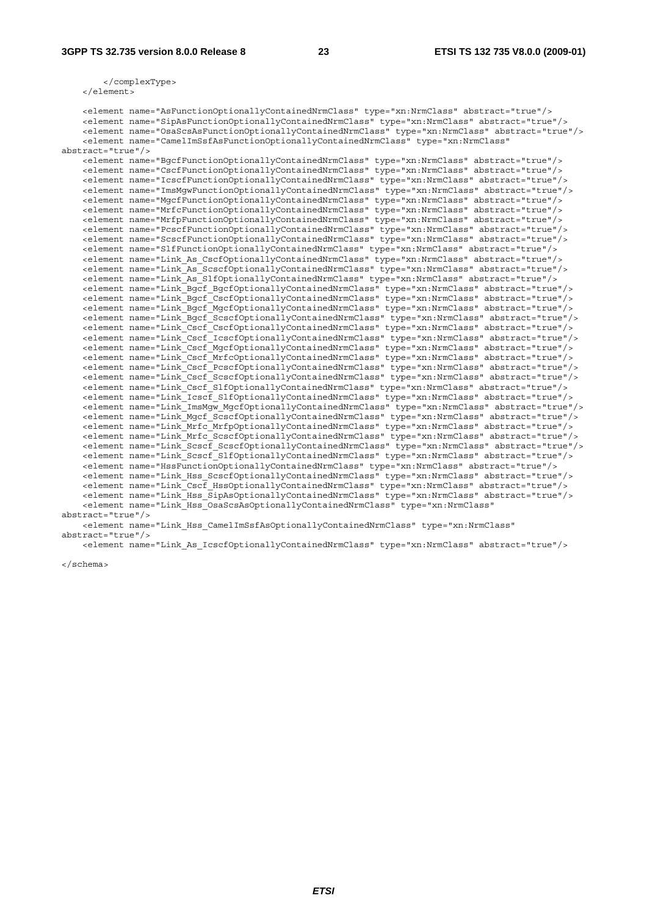```
        </complexType>
    </element>

    <element name="AsFunctionOptionallyContainedNrmClass" type="xn:NrmClass" abstract="true"/>
    <element name="SipAsFunctionOptionallyContainedNrmClass" type="xn:NrmClass" abstract="true"/>
    <element name="OsaScsAsFunctionOptionallyContainedNrmClass" type="xn:NrmClass" abstract="true"/>
    <element name="CamelImSsfAsFunctionOptionallyContainedNrmClass" type="xn:NrmClass"
abstract="true"/>
    <element name="BgcfFunctionOptionallyContainedNrmClass" type="xn:NrmClass" abstract="true"/>
    <element name="CscfFunctionOptionallyContainedNrmClass" type="xn:NrmClass" abstract="true"/>
    <element name="IcscfFunctionOptionallyContainedNrmClass" type="xn:NrmClass" abstract="true"/>
    <element name="ImsMgwFunctionOptionallyContainedNrmClass" type="xn:NrmClass" abstract="true"/>
    <element name="MgcfFunctionOptionallyContainedNrmClass" type="xn:NrmClass" abstract="true"/>
    <element name="MrfcFunctionOptionallyContainedNrmClass" type="xn:NrmClass" abstract="true"/>
    <element name="MrfpFunctionOptionallyContainedNrmClass" type="xn:NrmClass" abstract="true"/>
    <element name="PcscfFunctionOptionallyContainedNrmClass" type="xn:NrmClass" abstract="true"/>
    <element name="ScscfFunctionOptionallyContainedNrmClass" type="xn:NrmClass" abstract="true"/>
    <element name="SlfFunctionOptionallyContainedNrmClass" type="xn:NrmClass" abstract="true"/>
    <element name="Link_As_CscfOptionallyContainedNrmClass" type="xn:NrmClass" abstract="true"/>
    <element name="Link_As_ScscfOptionallyContainedNrmClass" type="xn:NrmClass" abstract="true"/>
    <element name="Link_As_SlfOptionallyContainedNrmClass" type="xn:NrmClass" abstract="true"/>
    <element name="Link_Bgcf_BgcfOptionallyContainedNrmClass" type="xn:NrmClass" abstract="true"/>
    <element name="Link_Bgcf_CscfOptionallyContainedNrmClass" type="xn:NrmClass" abstract="true"/>
    <element name="Link_Bgcf_MgcfOptionallyContainedNrmClass" type="xn:NrmClass" abstract="true"/>
    <element name="Link_Bgcf_ScscfOptionallyContainedNrmClass" type="xn:NrmClass" abstract="true"/>
    <element name="Link_Cscf_CscfOptionallyContainedNrmClass" type="xn:NrmClass" abstract="true"/>
    <element name="Link_Cscf_IcscfOptionallyContainedNrmClass" type="xn:NrmClass" abstract="true"/>
    <element name="Link_Cscf_MgcfOptionallyContainedNrmClass" type="xn:NrmClass" abstract="true"/>
    <element name="Link_Cscf_MrfcOptionallyContainedNrmClass" type="xn:NrmClass" abstract="true"/>
    <element name="Link_Cscf_PcscfOptionallyContainedNrmClass" type="xn:NrmClass" abstract="true"/>
    <element name="Link_Cscf_ScscfOptionallyContainedNrmClass" type="xn:NrmClass" abstract="true"/>
    <element name="Link_Cscf_SlfOptionallyContainedNrmClass" type="xn:NrmClass" abstract="true"/>
    <element name="Link_Icscf_SlfOptionallyContainedNrmClass" type="xn:NrmClass" abstract="true"/>
    <element name="Link_ImsMgw_MgcfOptionallyContainedNrmClass" type="xn:NrmClass" abstract="true"/>
    <element name="Link_Mgcf_ScscfOptionallyContainedNrmClass" type="xn:NrmClass" abstract="true"/>
    <element name="Link_Mrfc_MrfpOptionallyContainedNrmClass" type="xn:NrmClass" abstract="true"/>
    <element name="Link_Mrfc_ScscfOptionallyContainedNrmClass" type="xn:NrmClass" abstract="true"/>
    <element name="Link_Scscf_ScscfOptionallyContainedNrmClass" type="xn:NrmClass" abstract="true"/>
    <element name="Link_Scscf_SlfOptionallyContainedNrmClass" type="xn:NrmClass" abstract="true"/>
    <element name="HssFunctionOptionallyContainedNrmClass" type="xn:NrmClass" abstract="true"/>
    <element name="Link_Hss_ScscfOptionallyContainedNrmClass" type="xn:NrmClass" abstract="true"/>
    <element name="Link_Cscf_HssOptionallyContainedNrmClass" type="xn:NrmClass" abstract="true"/>
    <element name="Link_Hss_SipAsOptionallyContainedNrmClass" type="xn:NrmClass" abstract="true"/>
    <element name="Link_Hss_OsaScsAsOptionallyContainedNrmClass" type="xn:NrmClass"
abstract="true"/>
    <element name="Link_Hss_CamelImSsfAsOptionallyContainedNrmClass" type="xn:NrmClass"
abstract="true"/>
    <element name="Link_As_IcscfOptionallyContainedNrmClass" type="xn:NrmClass" abstract="true"/>

</schema>
```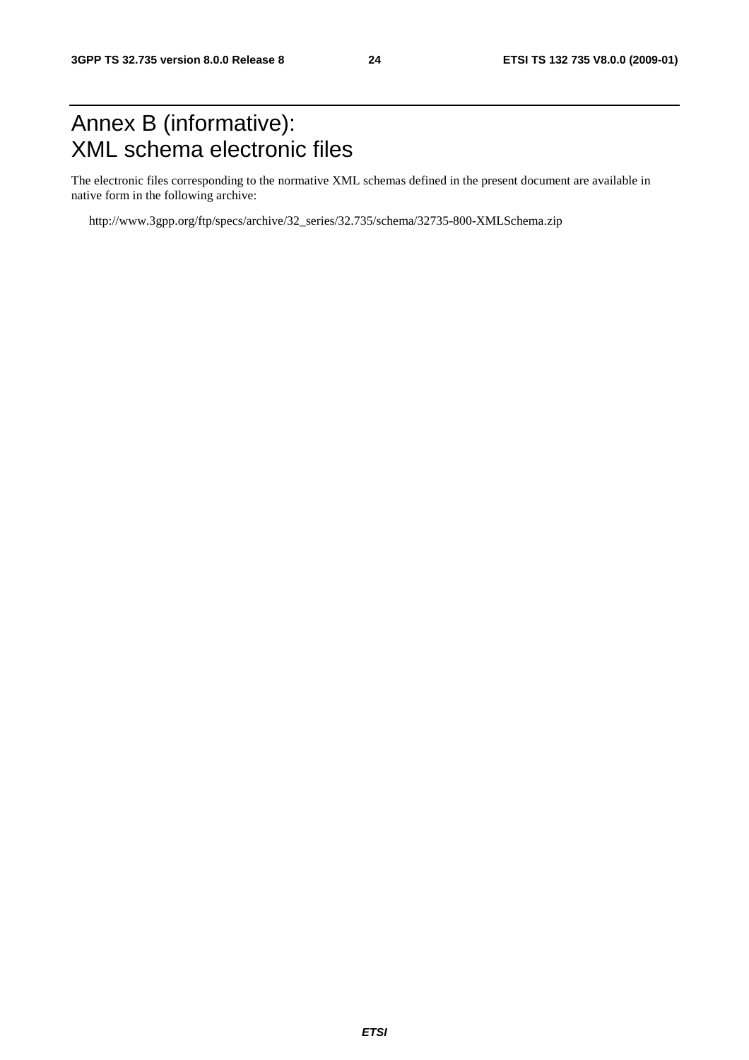# Annex B (informative): XML schema electronic files

The electronic files corresponding to the normative XML schemas defined in the present document are available in native form in the following archive:

http://www.3gpp.org/ftp/specs/archive/32_series/32.735/schema/32735-800-XMLSchema.zip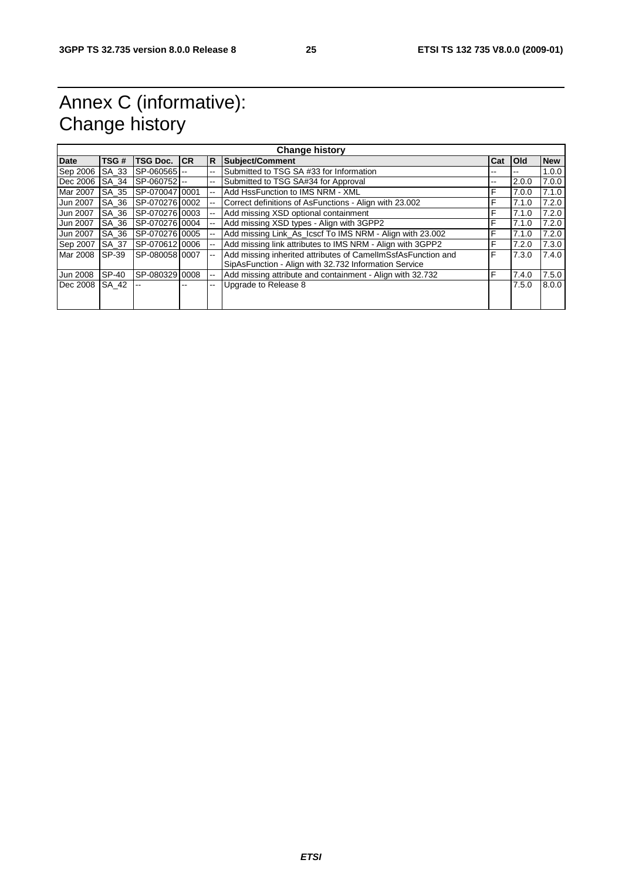# Annex C (informative): Change history

| Change history | | | | | | | | |
|---|---|---|---|---|---|---|---|---|
| **Date** | **TSG #** | **TSG Doc.** | **CR** | **R** | **Subject/Comment** | **Cat** | **Old** | **New** |
| Sep 2006 | SA_33 | SP-060565 | -- | -- | Submitted to TSG SA #33 for Information | -- | -- | 1.0.0 |
| Dec 2006 | SA_34 | SP-060752 | -- | -- | Submitted to TSG SA#34 for Approval | -- | 2.0.0 | 7.0.0 |
| Mar 2007 | SA_35 | SP-070047 | 0001 | -- | Add HssFunction to IMS NRM - XML | F | 7.0.0 | 7.1.0 |
| Jun 2007 | SA_36 | SP-070276 | 0002 | -- | Correct definitions of AsFunctions - Align with 23.002 | F | 7.1.0 | 7.2.0 |
| Jun 2007 | SA_36 | SP-070276 | 0003 | -- | Add missing XSD optional containment | F | 7.1.0 | 7.2.0 |
| Jun 2007 | SA_36 | SP-070276 | 0004 | -- | Add missing XSD types - Align with 3GPP2 | F | 7.1.0 | 7.2.0 |
| Jun 2007 | SA_36 | SP-070276 | 0005 | -- | Add missing Link_As_Icscf To IMS NRM - Align with 23.002 | F | 7.1.0 | 7.2.0 |
| Sep 2007 | SA_37 | SP-070612 | 0006 | -- | Add missing link attributes to IMS NRM - Align with 3GPP2 | F | 7.2.0 | 7.3.0 |
| Mar 2008 | SP-39 | SP-080058 | 0007 | -- | Add missing inherited attributes of CamelImSsfAsFunction and SipAsFunction - Align with 32.732 Information Service | F | 7.3.0 | 7.4.0 |
| Jun 2008 | SP-40 | SP-080329 | 0008 | -- | Add missing attribute and containment - Align with 32.732 | F | 7.4.0 | 7.5.0 |
| Dec 2008 | SA_42 | -- | -- | -- | Upgrade to Release 8 | | 7.5.0 | 8.0.0 |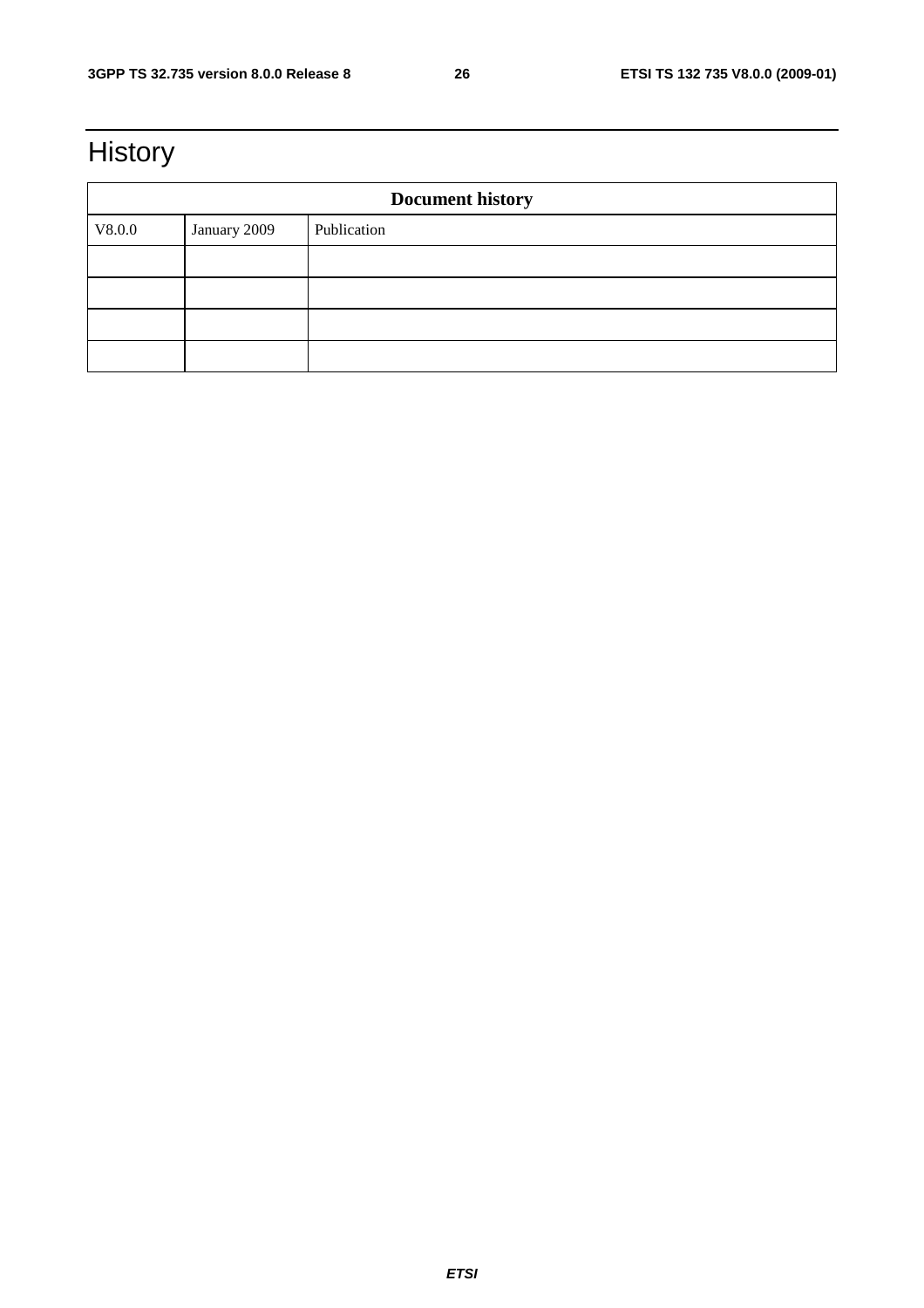# History

| Document history | | |
| --- | --- | --- |
| V8.0.0 | January 2009 | Publication |
| | | |
| | | |
| | | |
| | | |